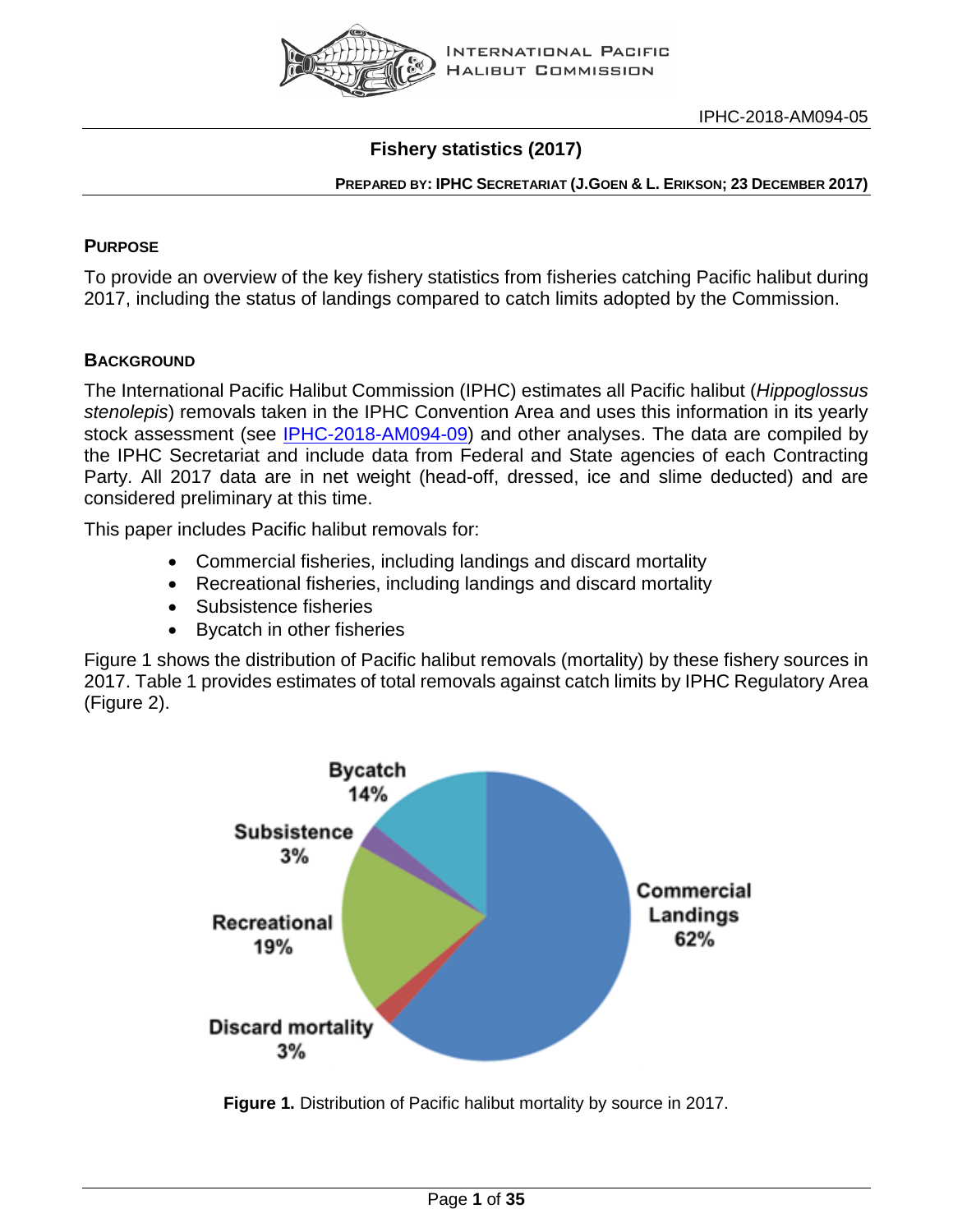INTERNATIONAL PACIFIC HALIBUT COMMISSION

IPHC-2018-AM094-05

# Fishery statistics (2017)

**PREPARED BY: IPHC SECRETARIAT (J.GOEN & L. ERIKSON; 23 DECEMBER 2017)**

## PURPOSE

To provide an overview of the key fishery statistics from fisheries catching Pacific halibut during 2017, including the status of landings compared to catch limits adopted by the Commission.

## BACKGROUND

The International Pacific Halibut Commission (IPHC) estimates all Pacific halibut (*Hippoglossus stenolepis*) removals taken in the IPHC Convention Area and uses this information in its yearly stock assessment (see IPHC-2018-AM094-09) and other analyses. The data are compiled by the IPHC Secretariat and include data from Federal and State agencies of each Contracting Party. All 2017 data are in net weight (head-off, dressed, ice and slime deducted) and are considered preliminary at this time.

This paper includes Pacific halibut removals for:

- Commercial fisheries, including landings and discard mortality
- Recreational fisheries, including landings and discard mortality
- Subsistence fisheries
- Bycatch in other fisheries

Figure 1 shows the distribution of Pacific halibut removals (mortality) by these fishery sources in 2017. Table 1 provides estimates of total removals against catch limits by IPHC Regulatory Area (Figure 2).

Bycatch 14%

Subsistence 3%

Recreational 19%

Discard mortality 3%

Commercial Landings 62%

**Figure 1.** Distribution of Pacific halibut mortality by source in 2017.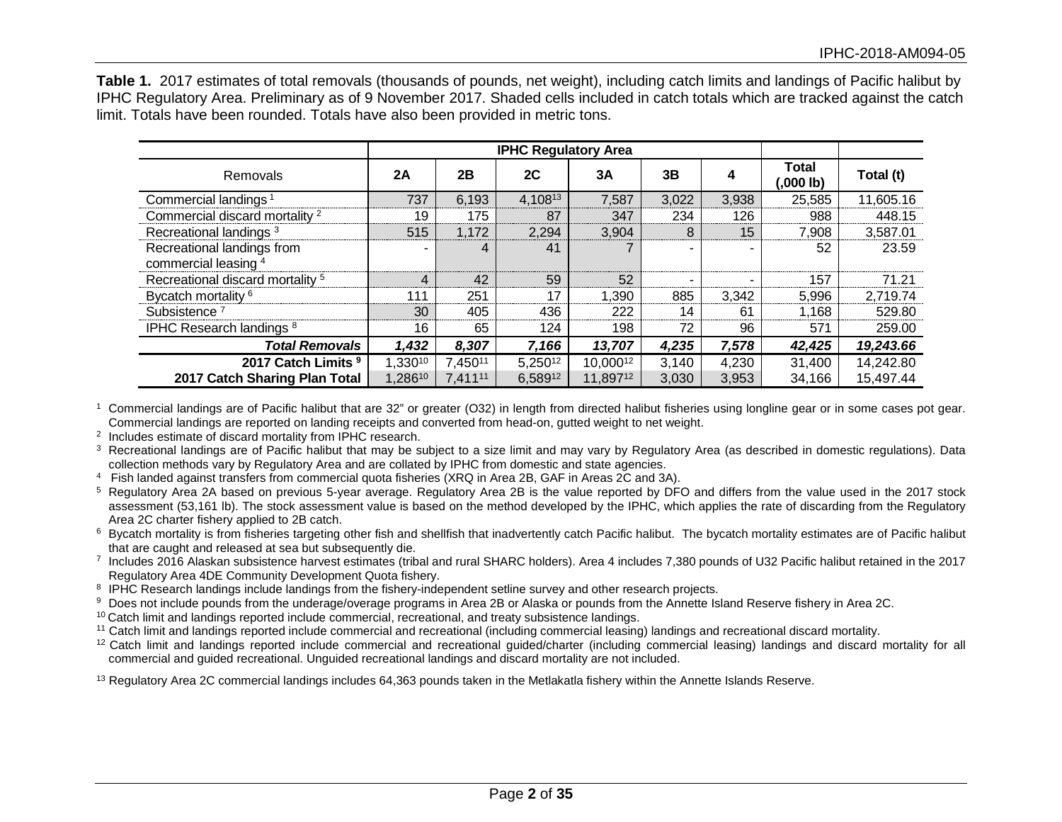**Table 1.** 2017 estimates of total removals (thousands of pounds, net weight), including catch limits and landings of Pacific halibut by IPHC Regulatory Area. Preliminary as of 9 November 2017. Shaded cells included in catch totals which are tracked against the catch limit. Totals have been rounded. Totals have also been provided in metric tons.

| | IPHC Regulatory Area | | | | | | | |
|---|---|---|---|---|---|---|---|---|
| Removals | 2A | 2B | 2C | 3A | 3B | 4 | Total (,000 lb) | Total (t) |
| Commercial landings [1] | 737 | 6,193 | 4,108[13] | 7,587 | 3,022 | 3,938 | 25,585 | 11,605.16 |
| Commercial discard mortality [2] | 19 | 175 | 87 | 347 | 234 | 126 | 988 | 448.15 |
| Recreational landings [3] | 515 | 1,172 | 2,294 | 3,904 | 8 | 15 | 7,908 | 3,587.01 |
| Recreational landings from commercial leasing [4] | - | 4 | 41 | 7 | - | - | 52 | 23.59 |
| Recreational discard mortality [5] | 4 | 42 | 59 | 52 | - | - | 157 | 71.21 |
| Bycatch mortality [6] | 111 | 251 | 17 | 1,390 | 885 | 3,342 | 5,996 | 2,719.74 |
| Subsistence [7] | 30 | 405 | 436 | 222 | 14 | 61 | 1,168 | 529.80 |
| IPHC Research landings [8] | 16 | 65 | 124 | 198 | 72 | 96 | 571 | 259.00 |
| ***Total Removals*** | ***1,432*** | ***8,307*** | ***7,166*** | ***13,707*** | ***4,235*** | ***7,578*** | ***42,425*** | ***19,243.66*** |
| **2017 Catch Limits [9]** | 1,330[10] | 7,450[11] | 5,250[12] | 10,000[12] | 3,140 | 4,230 | 31,400 | 14,242.80 |
| **2017 Catch Sharing Plan Total** | 1,286[10] | 7,411[11] | 6,589[12] | 11,897[12] | 3,030 | 3,953 | 34,166 | 15,497.44 |

[1] Commercial landings are of Pacific halibut that are 32" or greater (O32) in length from directed halibut fisheries using longline gear or in some cases pot gear. Commercial landings are reported on landing receipts and converted from head-on, gutted weight to net weight.

[2] Includes estimate of discard mortality from IPHC research.

[3] Recreational landings are of Pacific halibut that may be subject to a size limit and may vary by Regulatory Area (as described in domestic regulations). Data collection methods vary by Regulatory Area and are collated by IPHC from domestic and state agencies.

[4] Fish landed against transfers from commercial quota fisheries (XRQ in Area 2B, GAF in Areas 2C and 3A).

[5] Regulatory Area 2A based on previous 5-year average. Regulatory Area 2B is the value reported by DFO and differs from the value used in the 2017 stock assessment (53,161 lb). The stock assessment value is based on the method developed by the IPHC, which applies the rate of discarding from the Regulatory Area 2C charter fishery applied to 2B catch.

[6] Bycatch mortality is from fisheries targeting other fish and shellfish that inadvertently catch Pacific halibut. The bycatch mortality estimates are of Pacific halibut that are caught and released at sea but subsequently die.

[7] Includes 2016 Alaskan subsistence harvest estimates (tribal and rural SHARC holders). Area 4 includes 7,380 pounds of U32 Pacific halibut retained in the 2017 Regulatory Area 4DE Community Development Quota fishery.

[8] IPHC Research landings include landings from the fishery-independent setline survey and other research projects.

[9] Does not include pounds from the underage/overage programs in Area 2B or Alaska or pounds from the Annette Island Reserve fishery in Area 2C.

[10] Catch limit and landings reported include commercial, recreational, and treaty subsistence landings.

[11] Catch limit and landings reported include commercial and recreational (including commercial leasing) landings and recreational discard mortality.

[12] Catch limit and landings reported include commercial and recreational guided/charter (including commercial leasing) landings and discard mortality for all commercial and guided recreational. Unguided recreational landings and discard mortality are not included.

[13] Regulatory Area 2C commercial landings includes 64,363 pounds taken in the Metlakatla fishery within the Annette Islands Reserve.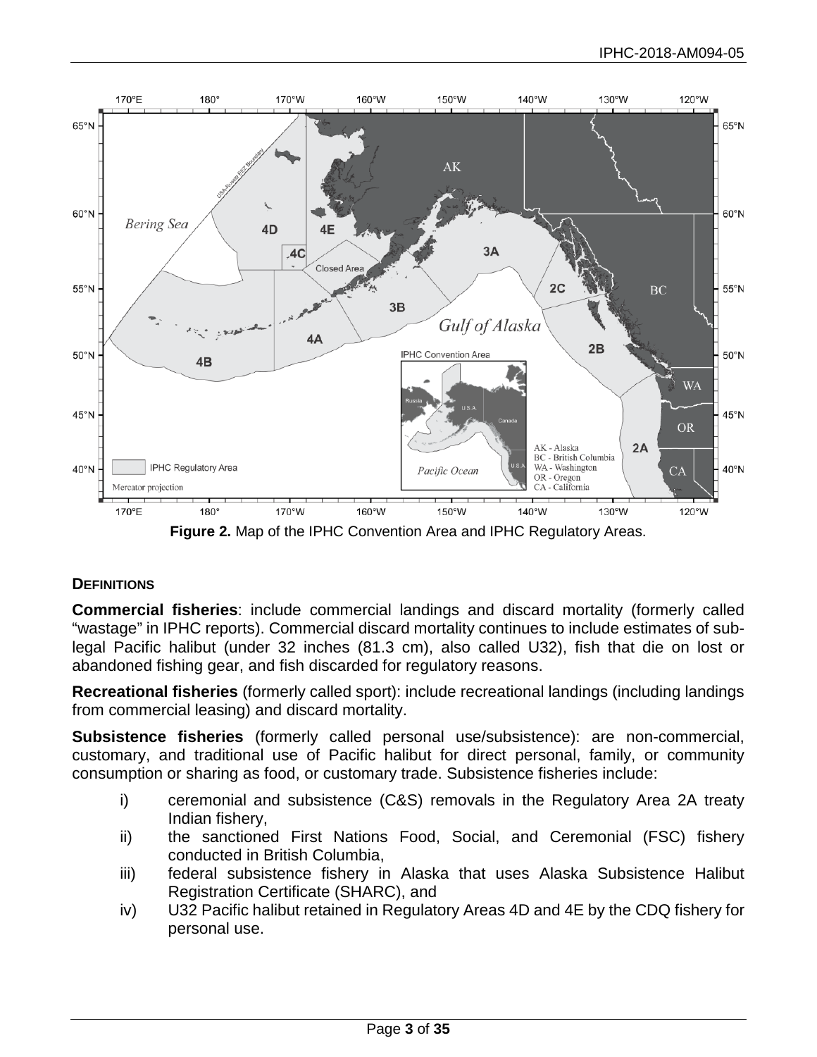**Figure 2.** Map of the IPHC Convention Area and IPHC Regulatory Areas.

**DEFINITIONS**

**Commercial fisheries**: include commercial landings and discard mortality (formerly called "wastage" in IPHC reports). Commercial discard mortality continues to include estimates of sub-legal Pacific halibut (under 32 inches (81.3 cm), also called U32), fish that die on lost or abandoned fishing gear, and fish discarded for regulatory reasons.

**Recreational fisheries** (formerly called sport): include recreational landings (including landings from commercial leasing) and discard mortality.

**Subsistence fisheries** (formerly called personal use/subsistence): are non-commercial, customary, and traditional use of Pacific halibut for direct personal, family, or community consumption or sharing as food, or customary trade. Subsistence fisheries include:

i) ceremonial and subsistence (C&S) removals in the Regulatory Area 2A treaty Indian fishery,
ii) the sanctioned First Nations Food, Social, and Ceremonial (FSC) fishery conducted in British Columbia,
iii) federal subsistence fishery in Alaska that uses Alaska Subsistence Halibut Registration Certificate (SHARC), and
iv) U32 Pacific halibut retained in Regulatory Areas 4D and 4E by the CDQ fishery for personal use.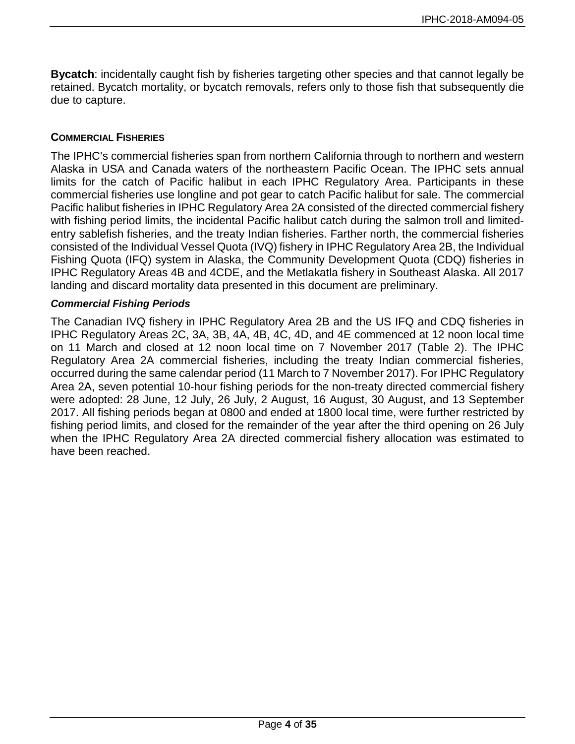**Bycatch**: incidentally caught fish by fisheries targeting other species and that cannot legally be retained. Bycatch mortality, or bycatch removals, refers only to those fish that subsequently die due to capture.

## COMMERCIAL FISHERIES

The IPHC's commercial fisheries span from northern California through to northern and western Alaska in USA and Canada waters of the northeastern Pacific Ocean. The IPHC sets annual limits for the catch of Pacific halibut in each IPHC Regulatory Area. Participants in these commercial fisheries use longline and pot gear to catch Pacific halibut for sale. The commercial Pacific halibut fisheries in IPHC Regulatory Area 2A consisted of the directed commercial fishery with fishing period limits, the incidental Pacific halibut catch during the salmon troll and limited-entry sablefish fisheries, and the treaty Indian fisheries. Farther north, the commercial fisheries consisted of the Individual Vessel Quota (IVQ) fishery in IPHC Regulatory Area 2B, the Individual Fishing Quota (IFQ) system in Alaska, the Community Development Quota (CDQ) fisheries in IPHC Regulatory Areas 4B and 4CDE, and the Metlakatla fishery in Southeast Alaska. All 2017 landing and discard mortality data presented in this document are preliminary.

### *Commercial Fishing Periods*

The Canadian IVQ fishery in IPHC Regulatory Area 2B and the US IFQ and CDQ fisheries in IPHC Regulatory Areas 2C, 3A, 3B, 4A, 4B, 4C, 4D, and 4E commenced at 12 noon local time on 11 March and closed at 12 noon local time on 7 November 2017 (Table 2). The IPHC Regulatory Area 2A commercial fisheries, including the treaty Indian commercial fisheries, occurred during the same calendar period (11 March to 7 November 2017). For IPHC Regulatory Area 2A, seven potential 10-hour fishing periods for the non-treaty directed commercial fishery were adopted: 28 June, 12 July, 26 July, 2 August, 16 August, 30 August, and 13 September 2017. All fishing periods began at 0800 and ended at 1800 local time, were further restricted by fishing period limits, and closed for the remainder of the year after the third opening on 26 July when the IPHC Regulatory Area 2A directed commercial fishery allocation was estimated to have been reached.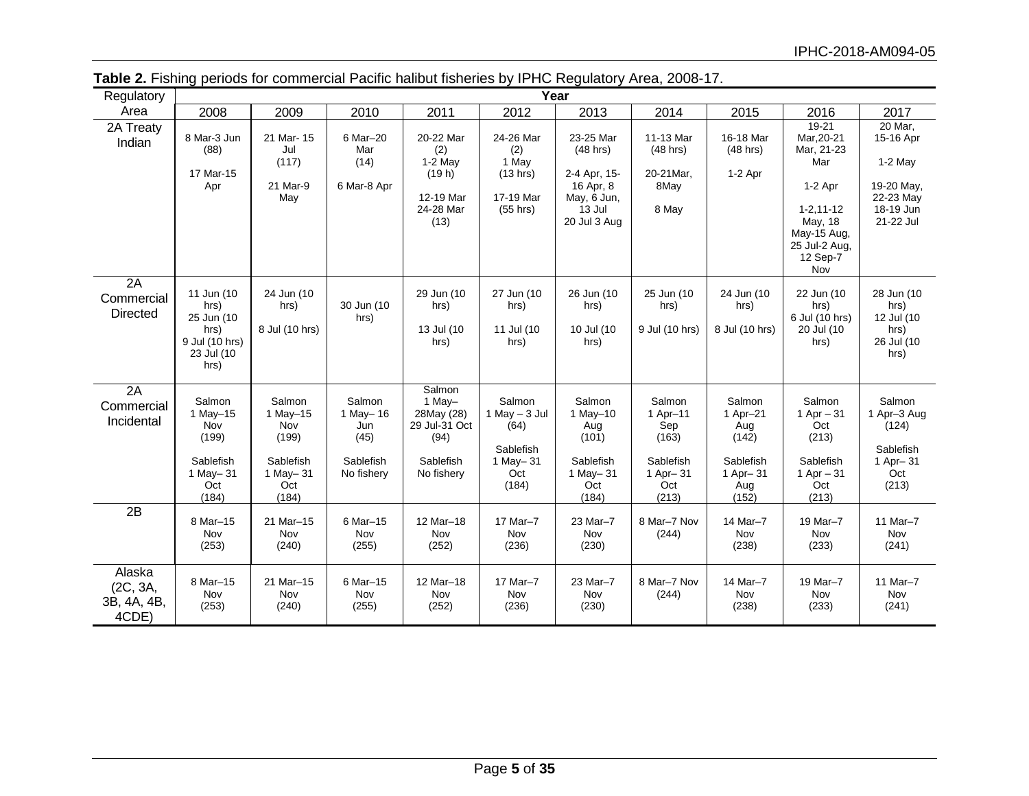**Table 2.** Fishing periods for commercial Pacific halibut fisheries by IPHC Regulatory Area, 2008-17.

| Regulatory Area | Year | | | | | | | | | |
|---|---|---|---|---|---|---|---|---|---|---|
| | 2008 | 2009 | 2010 | 2011 | 2012 | 2013 | 2014 | 2015 | 2016 | 2017 |
| 2A Treaty Indian | 8 Mar-3 Jun (88)<br><br>17 Mar-15 Apr | 21 Mar- 15 Jul (117)<br><br>21 Mar-9 May | 6 Mar–20 Mar (14)<br><br>6 Mar-8 Apr | 20-22 Mar (2)<br>1-2 May (19 h)<br><br>12-19 Mar<br>24-28 Mar (13) | 24-26 Mar (2)<br>1 May (13 hrs)<br><br>17-19 Mar (55 hrs) | 23-25 Mar (48 hrs)<br><br>2-4 Apr, 15-16 Apr, 8 May, 6 Jun, 13 Jul<br>20 Jul 3 Aug | 11-13 Mar (48 hrs)<br><br>20-21Mar, 8May<br><br>8 May | 16-18 Mar (48 hrs)<br><br>1-2 Apr | 19-21 Mar,20-21 Mar, 21-23 Mar<br><br>1-2 Apr<br><br>1-2,11-12 May, 18 May-15 Aug, 25 Jul-2 Aug, 12 Sep-7 Nov | 20 Mar, 15-16 Apr<br><br>1-2 May<br><br>19-20 May, 22-23 May<br>18-19 Jun<br>21-22 Jul |
| 2A Commercial Directed | 11 Jun (10 hrs)<br>25 Jun (10 hrs)<br>9 Jul (10 hrs)<br>23 Jul (10 hrs) | 24 Jun (10 hrs)<br><br>8 Jul (10 hrs) | 30 Jun (10 hrs) | 29 Jun (10 hrs)<br><br>13 Jul (10 hrs) | 27 Jun (10 hrs)<br><br>11 Jul (10 hrs) | 26 Jun (10 hrs)<br><br>10 Jul (10 hrs) | 25 Jun (10 hrs)<br><br>9 Jul (10 hrs) | 24 Jun (10 hrs)<br><br>8 Jul (10 hrs) | 22 Jun (10 hrs)<br>6 Jul (10 hrs)<br>20 Jul (10 hrs) | 28 Jun (10 hrs)<br>12 Jul (10 hrs)<br>26 Jul (10 hrs) |
| 2A Commercial Incidental | Salmon<br>1 May–15 Nov (199)<br><br>Sablefish<br>1 May– 31 Oct (184) | Salmon<br>1 May–15 Nov (199)<br><br>Sablefish<br>1 May– 31 Oct (184) | Salmon<br>1 May– 16 Jun (45)<br><br>Sablefish<br>No fishery | Salmon<br>1 May– 28May (28)<br>29 Jul-31 Oct (94)<br><br>Sablefish<br>No fishery | Salmon<br>1 May – 3 Jul (64)<br><br>Sablefish<br>1 May– 31 Oct (184) | Salmon<br>1 May–10 Aug (101)<br><br>Sablefish<br>1 May– 31 Oct (184) | Salmon<br>1 Apr–11 Sep (163)<br><br>Sablefish<br>1 Apr– 31 Oct (213) | Salmon<br>1 Apr–21 Aug (142)<br><br>Sablefish<br>1 Apr– 31 Aug (152) | Salmon<br>1 Apr – 31 Oct (213)<br><br>Sablefish<br>1 Apr – 31 Oct (213) | Salmon<br>1 Apr–3 Aug (124)<br><br>Sablefish<br>1 Apr– 31 Oct (213) |
| 2B | 8 Mar–15 Nov (253) | 21 Mar–15 Nov (240) | 6 Mar–15 Nov (255) | 12 Mar–18 Nov (252) | 17 Mar–7 Nov (236) | 23 Mar–7 Nov (230) | 8 Mar–7 Nov (244) | 14 Mar–7 Nov (238) | 19 Mar–7 Nov (233) | 11 Mar–7 Nov (241) |
| Alaska (2C, 3A, 3B, 4A, 4B, 4CDE) | 8 Mar–15 Nov (253) | 21 Mar–15 Nov (240) | 6 Mar–15 Nov (255) | 12 Mar–18 Nov (252) | 17 Mar–7 Nov (236) | 23 Mar–7 Nov (230) | 8 Mar–7 Nov (244) | 14 Mar–7 Nov (238) | 19 Mar–7 Nov (233) | 11 Mar–7 Nov (241) |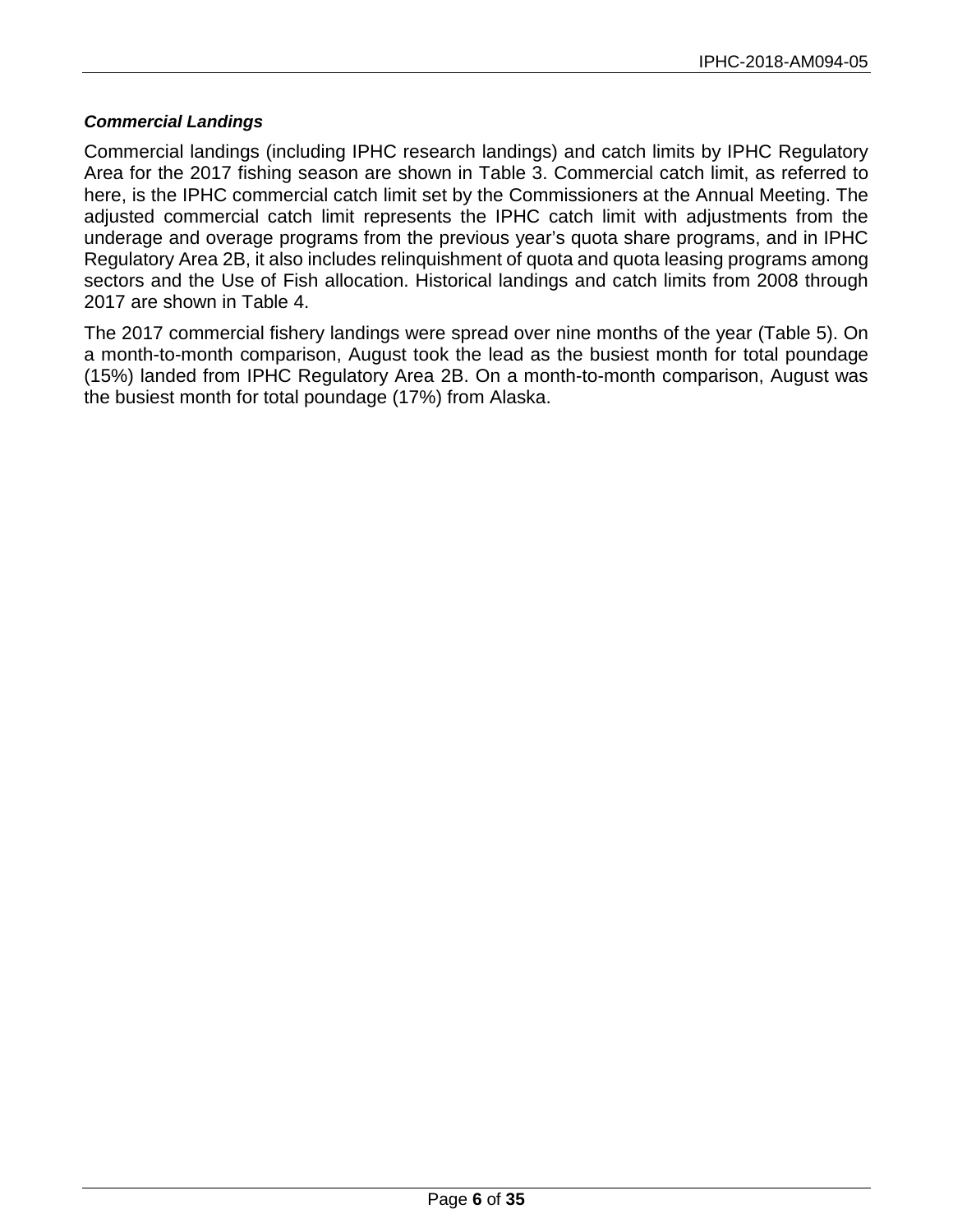***Commercial Landings***

Commercial landings (including IPHC research landings) and catch limits by IPHC Regulatory Area for the 2017 fishing season are shown in Table 3. Commercial catch limit, as referred to here, is the IPHC commercial catch limit set by the Commissioners at the Annual Meeting. The adjusted commercial catch limit represents the IPHC catch limit with adjustments from the underage and overage programs from the previous year's quota share programs, and in IPHC Regulatory Area 2B, it also includes relinquishment of quota and quota leasing programs among sectors and the Use of Fish allocation. Historical landings and catch limits from 2008 through 2017 are shown in Table 4.

The 2017 commercial fishery landings were spread over nine months of the year (Table 5). On a month-to-month comparison, August took the lead as the busiest month for total poundage (15%) landed from IPHC Regulatory Area 2B. On a month-to-month comparison, August was the busiest month for total poundage (17%) from Alaska.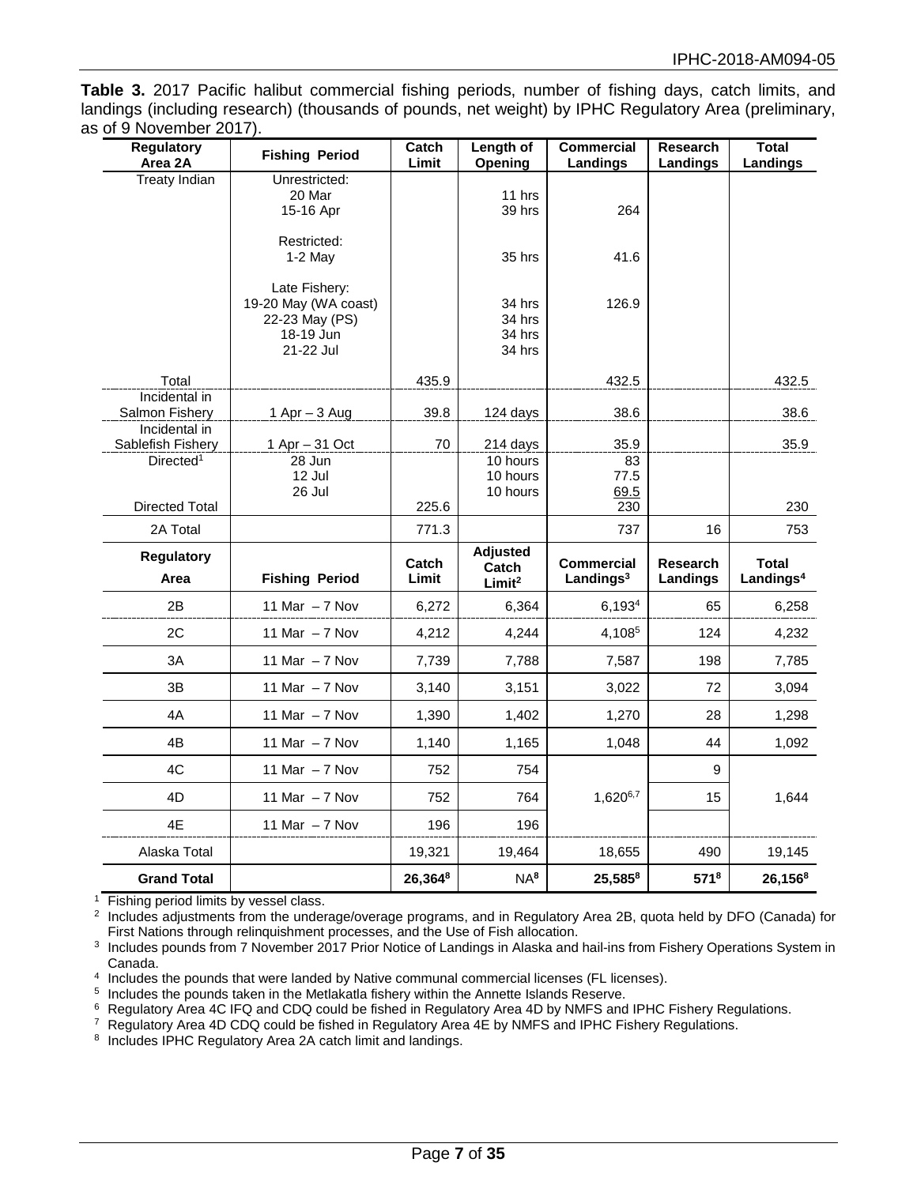**Table 3.** 2017 Pacific halibut commercial fishing periods, number of fishing days, catch limits, and landings (including research) (thousands of pounds, net weight) by IPHC Regulatory Area (preliminary, as of 9 November 2017).

| Regulatory Area 2A | Fishing Period | Catch Limit | Length of Opening | Commercial Landings | Research Landings | Total Landings |
|---|---|---|---|---|---|---|
| Treaty Indian | Unrestricted: | | | | | |
| | 20 Mar | | 11 hrs | | | |
| | 15-16 Apr | | 39 hrs | 264 | | |
| | Restricted: | | | | | |
| | 1-2 May | | 35 hrs | 41.6 | | |
| | Late Fishery: | | | | | |
| | 19-20 May (WA coast) | | 34 hrs | 126.9 | | |
| | 22-23 May (PS) | | 34 hrs | | | |
| | 18-19 Jun | | 34 hrs | | | |
| | 21-22 Jul | | 34 hrs | | | |
| Total | | 435.9 | | 432.5 | | 432.5 |
| Incidental in Salmon Fishery | 1 Apr – 3 Aug | 39.8 | 124 days | 38.6 | | 38.6 |
| Incidental in Sablefish Fishery | 1 Apr – 31 Oct | 70 | 214 days | 35.9 | | 35.9 |
| Directed[1] | 28 Jun | | 10 hours | 83 | | |
| | 12 Jul | | 10 hours | 77.5 | | |
| | 26 Jul | | 10 hours | 69.5 | | |
| Directed Total | | 225.6 | | 230 | | 230 |
| 2A Total | | 771.3 | | 737 | 16 | 753 |
| **Regulatory Area** | **Fishing Period** | **Catch Limit** | **Adjusted Catch Limit[2]** | **Commercial Landings[3]** | **Research Landings** | **Total Landings[4]** |
| 2B | 11 Mar – 7 Nov | 6,272 | 6,364 | 6,193[4] | 65 | 6,258 |
| 2C | 11 Mar – 7 Nov | 4,212 | 4,244 | 4,108[5] | 124 | 4,232 |
| 3A | 11 Mar – 7 Nov | 7,739 | 7,788 | 7,587 | 198 | 7,785 |
| 3B | 11 Mar – 7 Nov | 3,140 | 3,151 | 3,022 | 72 | 3,094 |
| 4A | 11 Mar – 7 Nov | 1,390 | 1,402 | 1,270 | 28 | 1,298 |
| 4B | 11 Mar – 7 Nov | 1,140 | 1,165 | 1,048 | 44 | 1,092 |
| 4C | 11 Mar – 7 Nov | 752 | 754 | | 9 | |
| 4D | 11 Mar – 7 Nov | 752 | 764 | 1,620[6,7] | 15 | 1,644 |
| 4E | 11 Mar – 7 Nov | 196 | 196 | | | |
| Alaska Total | | 19,321 | 19,464 | 18,655 | 490 | 19,145 |
| **Grand Total** | | **26,364[8]** | **NA[8]** | **25,585[8]** | **571[8]** | **26,156[8]** |

[1] Fishing period limits by vessel class.
[2] Includes adjustments from the underage/overage programs, and in Regulatory Area 2B, quota held by DFO (Canada) for First Nations through relinquishment processes, and the Use of Fish allocation.
[3] Includes pounds from 7 November 2017 Prior Notice of Landings in Alaska and hail-ins from Fishery Operations System in Canada.
[4] Includes the pounds that were landed by Native communal commercial licenses (FL licenses).
[5] Includes the pounds taken in the Metlakatla fishery within the Annette Islands Reserve.
[6] Regulatory Area 4C IFQ and CDQ could be fished in Regulatory Area 4D by NMFS and IPHC Fishery Regulations.
[7] Regulatory Area 4D CDQ could be fished in Regulatory Area 4E by NMFS and IPHC Fishery Regulations.
[8] Includes IPHC Regulatory Area 2A catch limit and landings.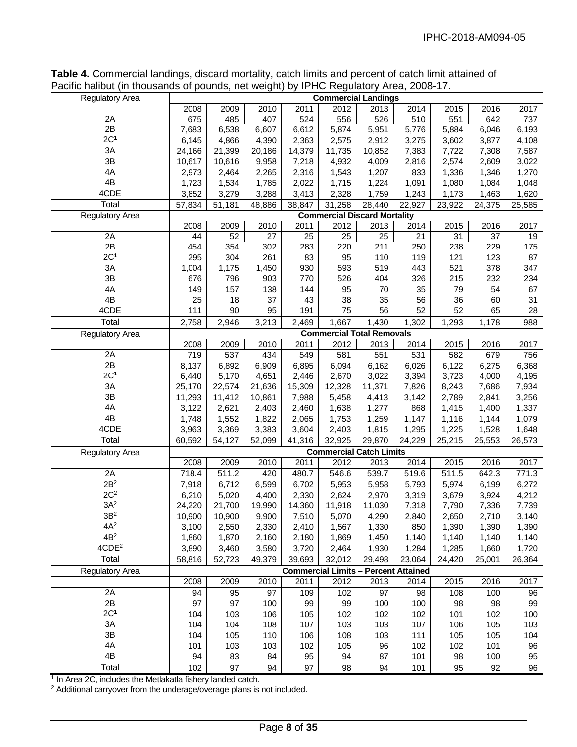**Table 4.** Commercial landings, discard mortality, catch limits and percent of catch limit attained of Pacific halibut (in thousands of pounds, net weight) by IPHC Regulatory Area, 2008-17.

| Regulatory Area | Commercial Landings | | | | | | | | | |
|---|---|---|---|---|---|---|---|---|---|---|
| | 2008 | 2009 | 2010 | 2011 | 2012 | 2013 | 2014 | 2015 | 2016 | 2017 |
| 2A | 675 | 485 | 407 | 524 | 556 | 526 | 510 | 551 | 642 | 737 |
| 2B | 7,683 | 6,538 | 6,607 | 6,612 | 5,874 | 5,951 | 5,776 | 5,884 | 6,046 | 6,193 |
| 2C[1] | 6,145 | 4,866 | 4,390 | 2,363 | 2,575 | 2,912 | 3,275 | 3,602 | 3,877 | 4,108 |
| 3A | 24,166 | 21,399 | 20,186 | 14,379 | 11,735 | 10,852 | 7,383 | 7,722 | 7,308 | 7,587 |
| 3B | 10,617 | 10,616 | 9,958 | 7,218 | 4,932 | 4,009 | 2,816 | 2,574 | 2,609 | 3,022 |
| 4A | 2,973 | 2,464 | 2,265 | 2,316 | 1,543 | 1,207 | 833 | 1,336 | 1,346 | 1,270 |
| 4B | 1,723 | 1,534 | 1,785 | 2,022 | 1,715 | 1,224 | 1,091 | 1,080 | 1,084 | 1,048 |
| 4CDE | 3,852 | 3,279 | 3,288 | 3,413 | 2,328 | 1,759 | 1,243 | 1,173 | 1,463 | 1,620 |
| Total | 57,834 | 51,181 | 48,886 | 38,847 | 31,258 | 28,440 | 22,927 | 23,922 | 24,375 | 25,585 |
| **Regulatory Area** | **Commercial Discard Mortality** | | | | | | | | | |
| | 2008 | 2009 | 2010 | 2011 | 2012 | 2013 | 2014 | 2015 | 2016 | 2017 |
| 2A | 44 | 52 | 27 | 25 | 25 | 25 | 21 | 31 | 37 | 19 |
| 2B | 454 | 354 | 302 | 283 | 220 | 211 | 250 | 238 | 229 | 175 |
| 2C[1] | 295 | 304 | 261 | 83 | 95 | 110 | 119 | 121 | 123 | 87 |
| 3A | 1,004 | 1,175 | 1,450 | 930 | 593 | 519 | 443 | 521 | 378 | 347 |
| 3B | 676 | 796 | 903 | 770 | 526 | 404 | 326 | 215 | 232 | 234 |
| 4A | 149 | 157 | 138 | 144 | 95 | 70 | 35 | 79 | 54 | 67 |
| 4B | 25 | 18 | 37 | 43 | 38 | 35 | 56 | 36 | 60 | 31 |
| 4CDE | 111 | 90 | 95 | 191 | 75 | 56 | 52 | 52 | 65 | 28 |
| Total | 2,758 | 2,946 | 3,213 | 2,469 | 1,667 | 1,430 | 1,302 | 1,293 | 1,178 | 988 |
| **Regulatory Area** | **Commercial Total Removals** | | | | | | | | | |
| | 2008 | 2009 | 2010 | 2011 | 2012 | 2013 | 2014 | 2015 | 2016 | 2017 |
| 2A | 719 | 537 | 434 | 549 | 581 | 551 | 531 | 582 | 679 | 756 |
| 2B | 8,137 | 6,892 | 6,909 | 6,895 | 6,094 | 6,162 | 6,026 | 6,122 | 6,275 | 6,368 |
| 2C[1] | 6,440 | 5,170 | 4,651 | 2,446 | 2,670 | 3,022 | 3,394 | 3,723 | 4,000 | 4,195 |
| 3A | 25,170 | 22,574 | 21,636 | 15,309 | 12,328 | 11,371 | 7,826 | 8,243 | 7,686 | 7,934 |
| 3B | 11,293 | 11,412 | 10,861 | 7,988 | 5,458 | 4,413 | 3,142 | 2,789 | 2,841 | 3,256 |
| 4A | 3,122 | 2,621 | 2,403 | 2,460 | 1,638 | 1,277 | 868 | 1,415 | 1,400 | 1,337 |
| 4B | 1,748 | 1,552 | 1,822 | 2,065 | 1,753 | 1,259 | 1,147 | 1,116 | 1,144 | 1,079 |
| 4CDE | 3,963 | 3,369 | 3,383 | 3,604 | 2,403 | 1,815 | 1,295 | 1,225 | 1,528 | 1,648 |
| Total | 60,592 | 54,127 | 52,099 | 41,316 | 32,925 | 29,870 | 24,229 | 25,215 | 25,553 | 26,573 |
| **Regulatory Area** | **Commercial Catch Limits** | | | | | | | | | |
| | 2008 | 2009 | 2010 | 2011 | 2012 | 2013 | 2014 | 2015 | 2016 | 2017 |
| 2A | 718.4 | 511.2 | 420 | 480.7 | 546.6 | 539.7 | 519.6 | 511.5 | 642.3 | 771.3 |
| 2B[2] | 7,918 | 6,712 | 6,599 | 6,702 | 5,953 | 5,958 | 5,793 | 5,974 | 6,199 | 6,272 |
| 2C[2] | 6,210 | 5,020 | 4,400 | 2,330 | 2,624 | 2,970 | 3,319 | 3,679 | 3,924 | 4,212 |
| 3A[2] | 24,220 | 21,700 | 19,990 | 14,360 | 11,918 | 11,030 | 7,318 | 7,790 | 7,336 | 7,739 |
| 3B[2] | 10,900 | 10,900 | 9,900 | 7,510 | 5,070 | 4,290 | 2,840 | 2,650 | 2,710 | 3,140 |
| 4A[2] | 3,100 | 2,550 | 2,330 | 2,410 | 1,567 | 1,330 | 850 | 1,390 | 1,390 | 1,390 |
| 4B[2] | 1,860 | 1,870 | 2,160 | 2,180 | 1,869 | 1,450 | 1,140 | 1,140 | 1,140 | 1,140 |
| 4CDE[2] | 3,890 | 3,460 | 3,580 | 3,720 | 2,464 | 1,930 | 1,284 | 1,285 | 1,660 | 1,720 |
| Total | 58,816 | 52,723 | 49,379 | 39,693 | 32,012 | 29,498 | 23,064 | 24,420 | 25,001 | 26,364 |
| **Regulatory Area** | **Commercial Limits – Percent Attained** | | | | | | | | | |
| | 2008 | 2009 | 2010 | 2011 | 2012 | 2013 | 2014 | 2015 | 2016 | 2017 |
| 2A | 94 | 95 | 97 | 109 | 102 | 97 | 98 | 108 | 100 | 96 |
| 2B | 97 | 97 | 100 | 99 | 99 | 100 | 100 | 98 | 98 | 99 |
| 2C[1] | 104 | 103 | 106 | 105 | 102 | 102 | 102 | 101 | 102 | 100 |
| 3A | 104 | 104 | 108 | 107 | 103 | 103 | 107 | 106 | 105 | 103 |
| 3B | 104 | 105 | 110 | 106 | 108 | 103 | 111 | 105 | 105 | 104 |
| 4A | 101 | 103 | 103 | 102 | 105 | 96 | 102 | 102 | 101 | 96 |
| 4B | 94 | 83 | 84 | 95 | 94 | 87 | 101 | 98 | 100 | 95 |
| Total | 102 | 97 | 94 | 97 | 98 | 94 | 101 | 95 | 92 | 96 |

[1] In Area 2C, includes the Metlakatla fishery landed catch.

[2] Additional carryover from the underage/overage plans is not included.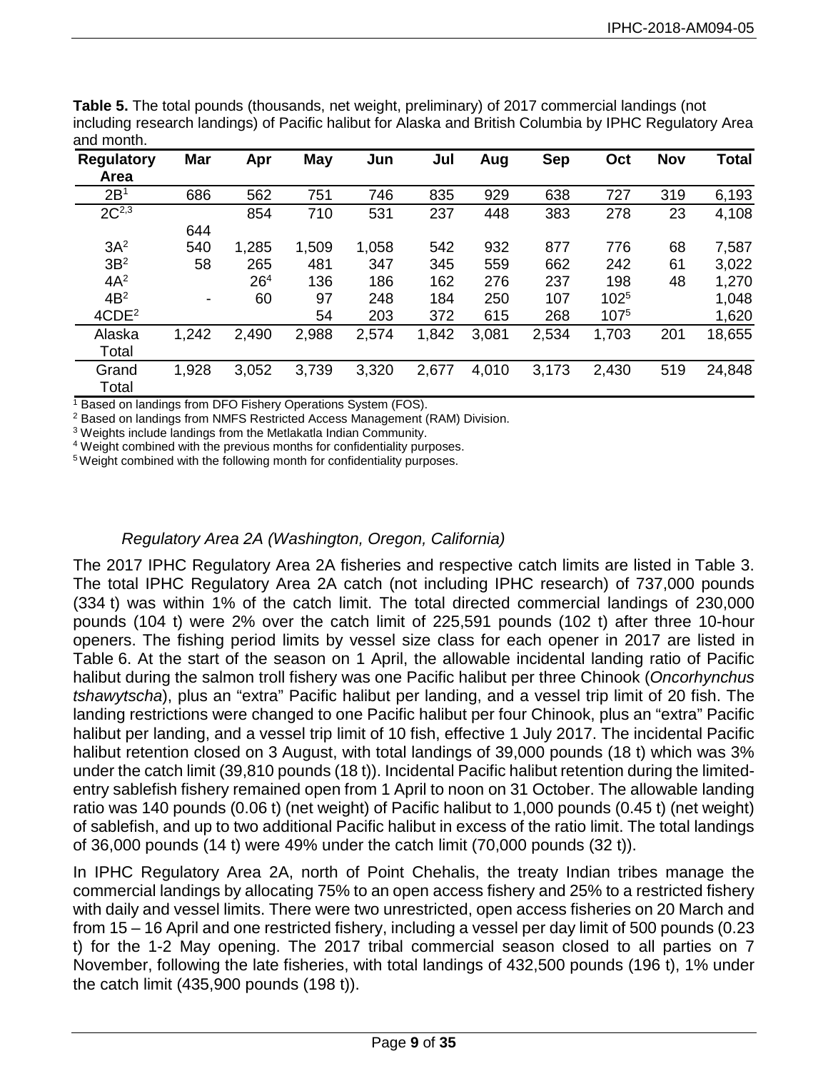**Table 5.** The total pounds (thousands, net weight, preliminary) of 2017 commercial landings (not including research landings) of Pacific halibut for Alaska and British Columbia by IPHC Regulatory Area and month.

| Regulatory Area | Mar | Apr | May | Jun | Jul | Aug | Sep | Oct | Nov | Total |
|---|---|---|---|---|---|---|---|---|---|---|
| 2B[1] | 686 | 562 | 751 | 746 | 835 | 929 | 638 | 727 | 319 | 6,193 |
| 2C[2,3] | 644 | 854 | 710 | 531 | 237 | 448 | 383 | 278 | 23 | 4,108 |
| 3A[2] | 540 | 1,285 | 1,509 | 1,058 | 542 | 932 | 877 | 776 | 68 | 7,587 |
| 3B[2] | 58 | 265 | 481 | 347 | 345 | 559 | 662 | 242 | 61 | 3,022 |
| 4A[2] | | 26[4] | 136 | 186 | 162 | 276 | 237 | 198 | 48 | 1,270 |
| 4B[2] | - | 60 | 97 | 248 | 184 | 250 | 107 | 102[5] | | 1,048 |
| 4CDE[2] | | | 54 | 203 | 372 | 615 | 268 | 107[5] | | 1,620 |
| Alaska Total | 1,242 | 2,490 | 2,988 | 2,574 | 1,842 | 3,081 | 2,534 | 1,703 | 201 | 18,655 |
| Grand Total | 1,928 | 3,052 | 3,739 | 3,320 | 2,677 | 4,010 | 3,173 | 2,430 | 519 | 24,848 |

[1] Based on landings from DFO Fishery Operations System (FOS).
[2] Based on landings from NMFS Restricted Access Management (RAM) Division.
[3] Weights include landings from the Metlakatla Indian Community.
[4] Weight combined with the previous months for confidentiality purposes.
[5] Weight combined with the following month for confidentiality purposes.

### *Regulatory Area 2A (Washington, Oregon, California)*

The 2017 IPHC Regulatory Area 2A fisheries and respective catch limits are listed in Table 3. The total IPHC Regulatory Area 2A catch (not including IPHC research) of 737,000 pounds (334 t) was within 1% of the catch limit. The total directed commercial landings of 230,000 pounds (104 t) were 2% over the catch limit of 225,591 pounds (102 t) after three 10-hour openers. The fishing period limits by vessel size class for each opener in 2017 are listed in Table 6. At the start of the season on 1 April, the allowable incidental landing ratio of Pacific halibut during the salmon troll fishery was one Pacific halibut per three Chinook (*Oncorhynchus tshawytscha*), plus an "extra" Pacific halibut per landing, and a vessel trip limit of 20 fish. The landing restrictions were changed to one Pacific halibut per four Chinook, plus an "extra" Pacific halibut per landing, and a vessel trip limit of 10 fish, effective 1 July 2017. The incidental Pacific halibut retention closed on 3 August, with total landings of 39,000 pounds (18 t) which was 3% under the catch limit (39,810 pounds (18 t)). Incidental Pacific halibut retention during the limited-entry sablefish fishery remained open from 1 April to noon on 31 October. The allowable landing ratio was 140 pounds (0.06 t) (net weight) of Pacific halibut to 1,000 pounds (0.45 t) (net weight) of sablefish, and up to two additional Pacific halibut in excess of the ratio limit. The total landings of 36,000 pounds (14 t) were 49% under the catch limit (70,000 pounds (32 t)).

In IPHC Regulatory Area 2A, north of Point Chehalis, the treaty Indian tribes manage the commercial landings by allocating 75% to an open access fishery and 25% to a restricted fishery with daily and vessel limits. There were two unrestricted, open access fisheries on 20 March and from 15 – 16 April and one restricted fishery, including a vessel per day limit of 500 pounds (0.23 t) for the 1-2 May opening. The 2017 tribal commercial season closed to all parties on 7 November, following the late fisheries, with total landings of 432,500 pounds (196 t), 1% under the catch limit (435,900 pounds (198 t)).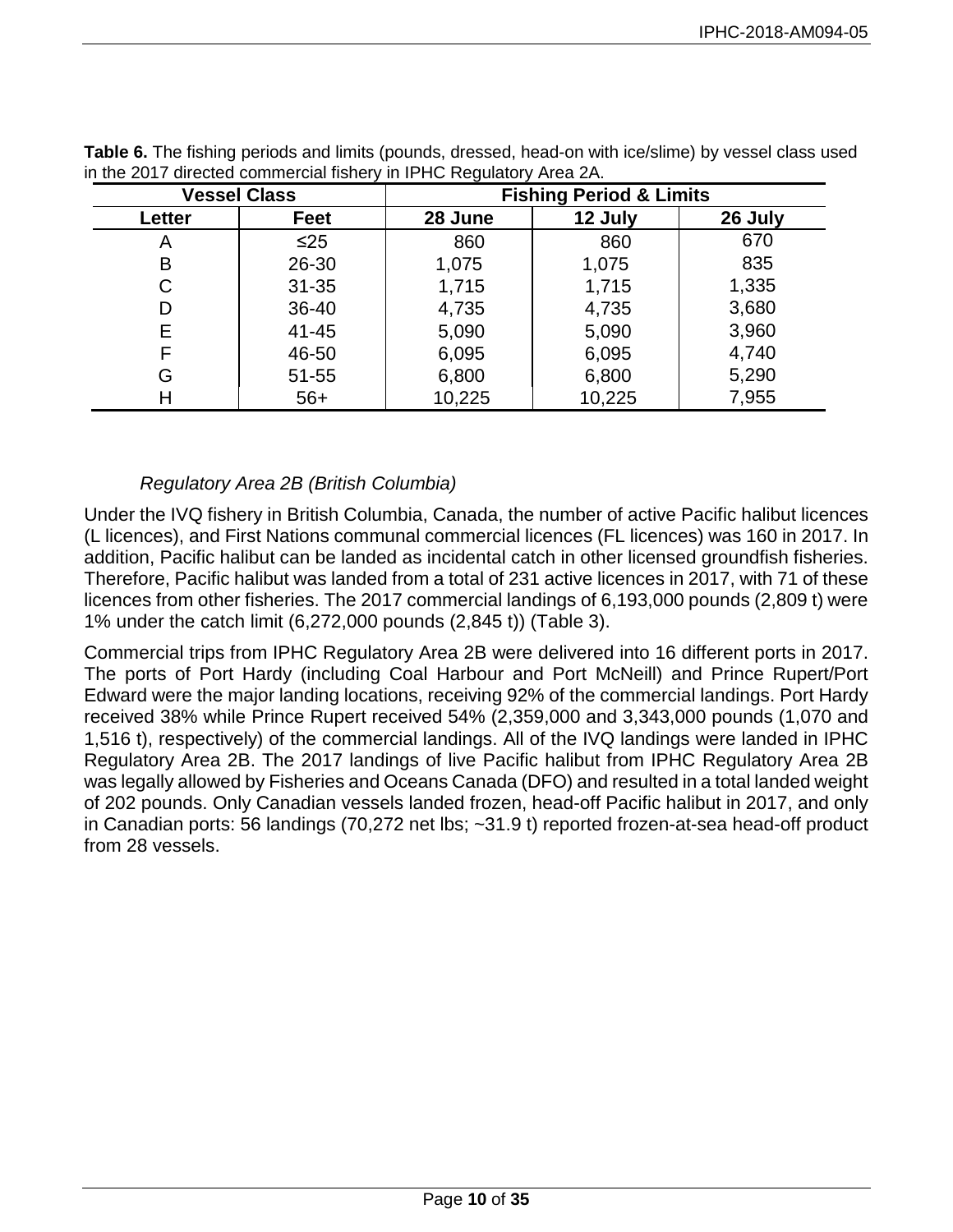**Table 6.** The fishing periods and limits (pounds, dressed, head-on with ice/slime) by vessel class used in the 2017 directed commercial fishery in IPHC Regulatory Area 2A.

| Vessel Class | | Fishing Period & Limits | | |
|---|---|---|---|---|
| Letter | Feet | 28 June | 12 July | 26 July |
| A | ≤25 | 860 | 860 | 670 |
| B | 26-30 | 1,075 | 1,075 | 835 |
| C | 31-35 | 1,715 | 1,715 | 1,335 |
| D | 36-40 | 4,735 | 4,735 | 3,680 |
| E | 41-45 | 5,090 | 5,090 | 3,960 |
| F | 46-50 | 6,095 | 6,095 | 4,740 |
| G | 51-55 | 6,800 | 6,800 | 5,290 |
| H | 56+ | 10,225 | 10,225 | 7,955 |

### *Regulatory Area 2B (British Columbia)*

Under the IVQ fishery in British Columbia, Canada, the number of active Pacific halibut licences (L licences), and First Nations communal commercial licences (FL licences) was 160 in 2017. In addition, Pacific halibut can be landed as incidental catch in other licensed groundfish fisheries. Therefore, Pacific halibut was landed from a total of 231 active licences in 2017, with 71 of these licences from other fisheries. The 2017 commercial landings of 6,193,000 pounds (2,809 t) were 1% under the catch limit (6,272,000 pounds (2,845 t)) (Table 3).

Commercial trips from IPHC Regulatory Area 2B were delivered into 16 different ports in 2017. The ports of Port Hardy (including Coal Harbour and Port McNeill) and Prince Rupert/Port Edward were the major landing locations, receiving 92% of the commercial landings. Port Hardy received 38% while Prince Rupert received 54% (2,359,000 and 3,343,000 pounds (1,070 and 1,516 t), respectively) of the commercial landings. All of the IVQ landings were landed in IPHC Regulatory Area 2B. The 2017 landings of live Pacific halibut from IPHC Regulatory Area 2B was legally allowed by Fisheries and Oceans Canada (DFO) and resulted in a total landed weight of 202 pounds. Only Canadian vessels landed frozen, head-off Pacific halibut in 2017, and only in Canadian ports: 56 landings (70,272 net lbs; ~31.9 t) reported frozen-at-sea head-off product from 28 vessels.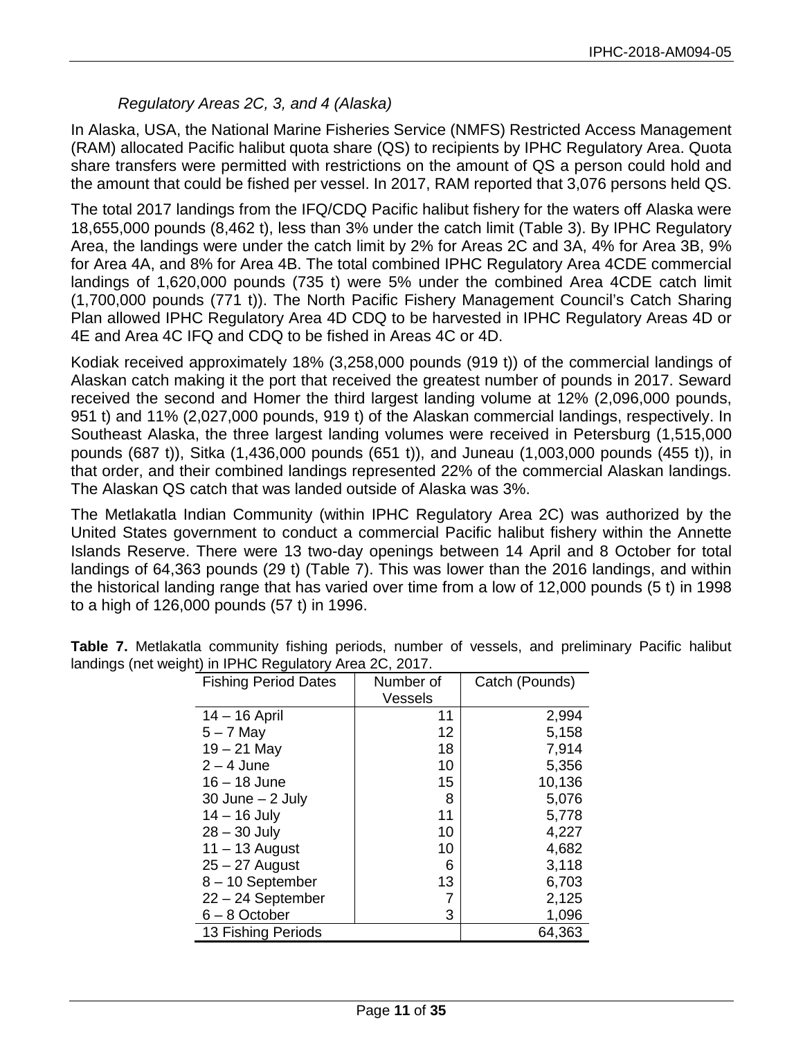### *Regulatory Areas 2C, 3, and 4 (Alaska)*

In Alaska, USA, the National Marine Fisheries Service (NMFS) Restricted Access Management (RAM) allocated Pacific halibut quota share (QS) to recipients by IPHC Regulatory Area. Quota share transfers were permitted with restrictions on the amount of QS a person could hold and the amount that could be fished per vessel. In 2017, RAM reported that 3,076 persons held QS.

The total 2017 landings from the IFQ/CDQ Pacific halibut fishery for the waters off Alaska were 18,655,000 pounds (8,462 t), less than 3% under the catch limit (Table 3). By IPHC Regulatory Area, the landings were under the catch limit by 2% for Areas 2C and 3A, 4% for Area 3B, 9% for Area 4A, and 8% for Area 4B. The total combined IPHC Regulatory Area 4CDE commercial landings of 1,620,000 pounds (735 t) were 5% under the combined Area 4CDE catch limit (1,700,000 pounds (771 t)). The North Pacific Fishery Management Council's Catch Sharing Plan allowed IPHC Regulatory Area 4D CDQ to be harvested in IPHC Regulatory Areas 4D or 4E and Area 4C IFQ and CDQ to be fished in Areas 4C or 4D.

Kodiak received approximately 18% (3,258,000 pounds (919 t)) of the commercial landings of Alaskan catch making it the port that received the greatest number of pounds in 2017. Seward received the second and Homer the third largest landing volume at 12% (2,096,000 pounds, 951 t) and 11% (2,027,000 pounds, 919 t) of the Alaskan commercial landings, respectively. In Southeast Alaska, the three largest landing volumes were received in Petersburg (1,515,000 pounds (687 t)), Sitka (1,436,000 pounds (651 t)), and Juneau (1,003,000 pounds (455 t)), in that order, and their combined landings represented 22% of the commercial Alaskan landings. The Alaskan QS catch that was landed outside of Alaska was 3%.

The Metlakatla Indian Community (within IPHC Regulatory Area 2C) was authorized by the United States government to conduct a commercial Pacific halibut fishery within the Annette Islands Reserve. There were 13 two-day openings between 14 April and 8 October for total landings of 64,363 pounds (29 t) (Table 7). This was lower than the 2016 landings, and within the historical landing range that has varied over time from a low of 12,000 pounds (5 t) in 1998 to a high of 126,000 pounds (57 t) in 1996.

**Table 7.** Metlakatla community fishing periods, number of vessels, and preliminary Pacific halibut landings (net weight) in IPHC Regulatory Area 2C, 2017.

| Fishing Period Dates | Number of Vessels | Catch (Pounds) |
|---|---|---|
| 14 – 16 April | 11 | 2,994 |
| 5 – 7 May | 12 | 5,158 |
| 19 – 21 May | 18 | 7,914 |
| 2 – 4 June | 10 | 5,356 |
| 16 – 18 June | 15 | 10,136 |
| 30 June – 2 July | 8 | 5,076 |
| 14 – 16 July | 11 | 5,778 |
| 28 – 30 July | 10 | 4,227 |
| 11 – 13 August | 10 | 4,682 |
| 25 – 27 August | 6 | 3,118 |
| 8 – 10 September | 13 | 6,703 |
| 22 – 24 September | 7 | 2,125 |
| 6 – 8 October | 3 | 1,096 |
| 13 Fishing Periods | | 64,363 |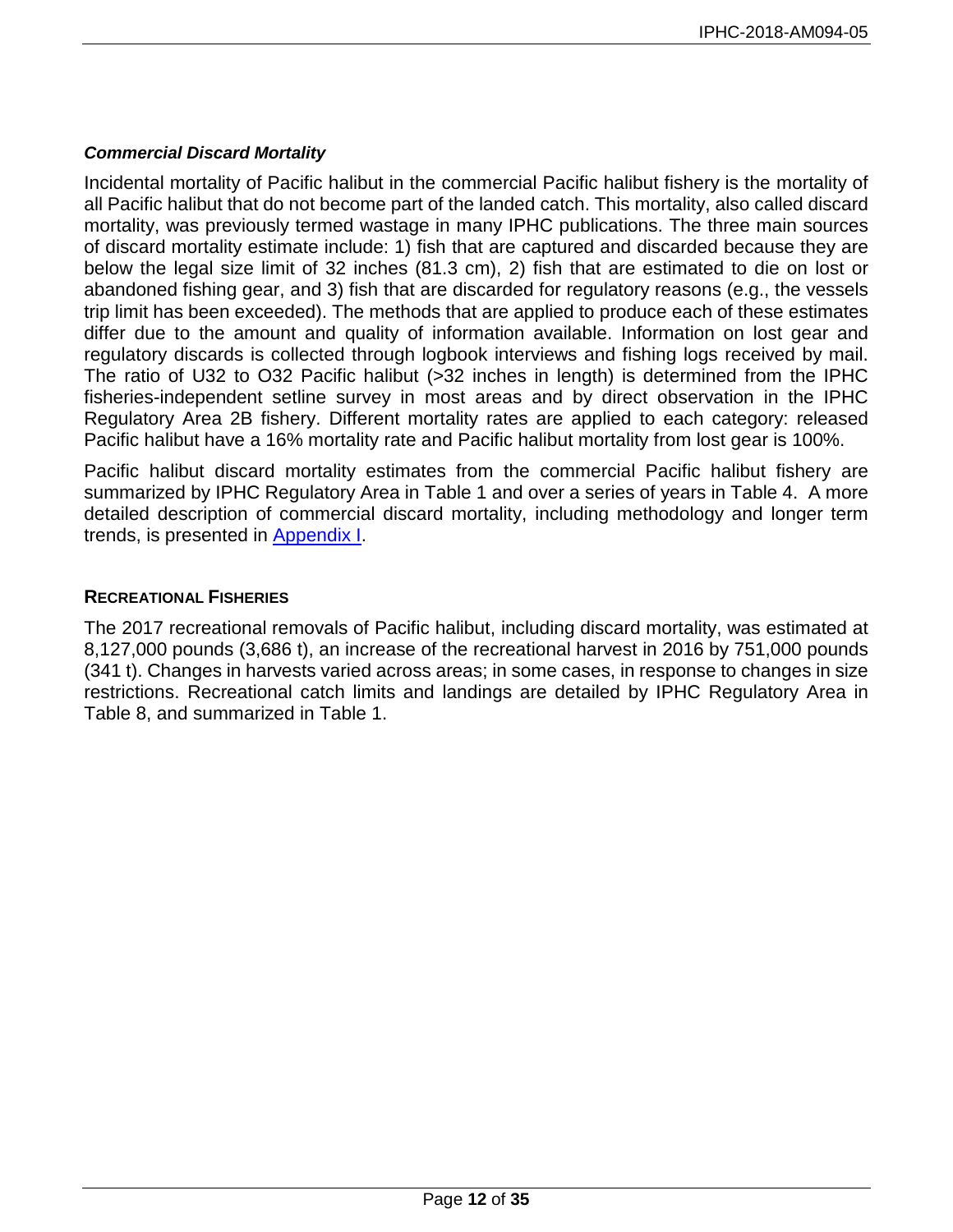### *Commercial Discard Mortality*

Incidental mortality of Pacific halibut in the commercial Pacific halibut fishery is the mortality of all Pacific halibut that do not become part of the landed catch. This mortality, also called discard mortality, was previously termed wastage in many IPHC publications. The three main sources of discard mortality estimate include: 1) fish that are captured and discarded because they are below the legal size limit of 32 inches (81.3 cm), 2) fish that are estimated to die on lost or abandoned fishing gear, and 3) fish that are discarded for regulatory reasons (e.g., the vessels trip limit has been exceeded). The methods that are applied to produce each of these estimates differ due to the amount and quality of information available. Information on lost gear and regulatory discards is collected through logbook interviews and fishing logs received by mail. The ratio of U32 to O32 Pacific halibut (>32 inches in length) is determined from the IPHC fisheries-independent setline survey in most areas and by direct observation in the IPHC Regulatory Area 2B fishery. Different mortality rates are applied to each category: released Pacific halibut have a 16% mortality rate and Pacific halibut mortality from lost gear is 100%.

Pacific halibut discard mortality estimates from the commercial Pacific halibut fishery are summarized by IPHC Regulatory Area in Table 1 and over a series of years in Table 4. A more detailed description of commercial discard mortality, including methodology and longer term trends, is presented in Appendix I.

## RECREATIONAL FISHERIES

The 2017 recreational removals of Pacific halibut, including discard mortality, was estimated at 8,127,000 pounds (3,686 t), an increase of the recreational harvest in 2016 by 751,000 pounds (341 t). Changes in harvests varied across areas; in some cases, in response to changes in size restrictions. Recreational catch limits and landings are detailed by IPHC Regulatory Area in Table 8, and summarized in Table 1.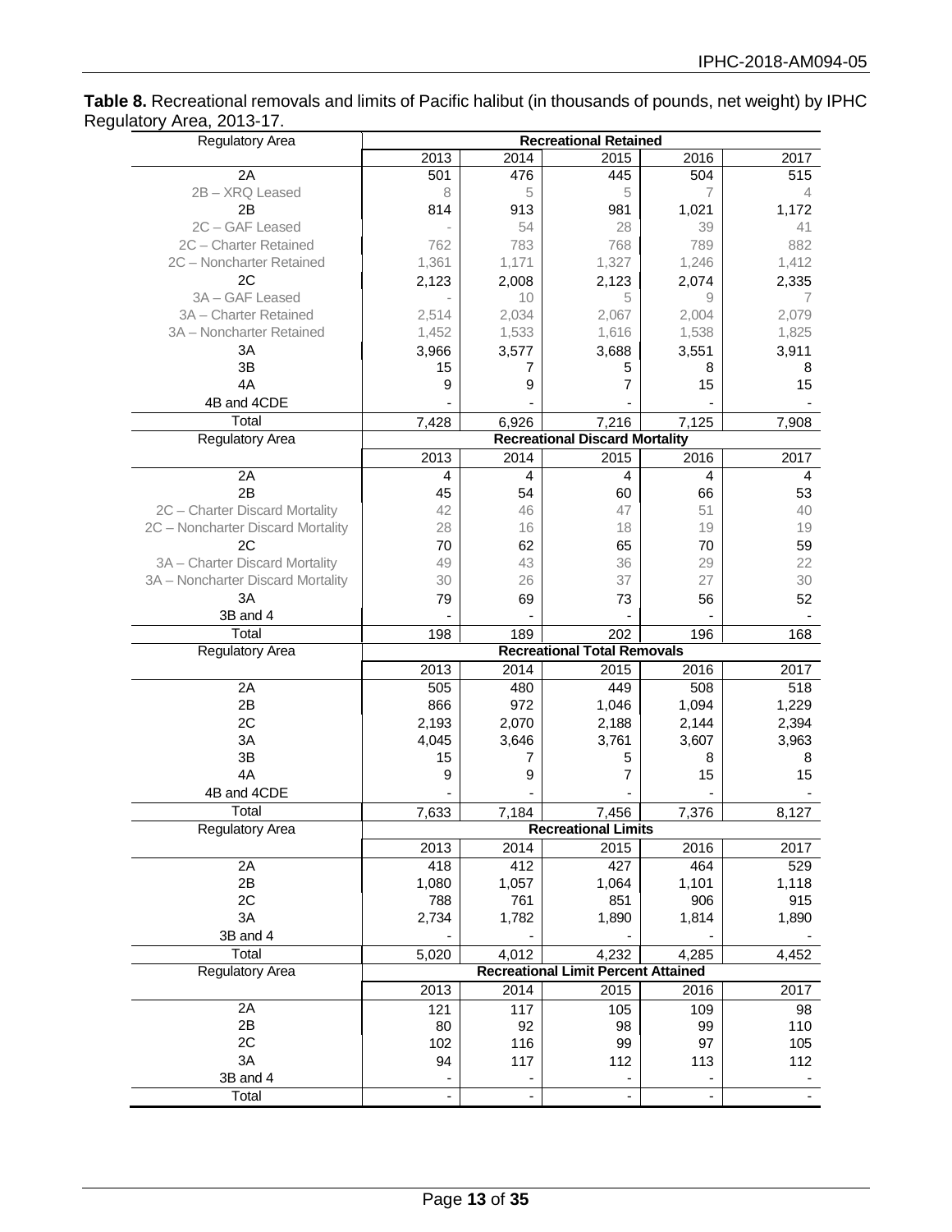**Table 8.** Recreational removals and limits of Pacific halibut (in thousands of pounds, net weight) by IPHC Regulatory Area, 2013-17.

| Regulatory Area | Recreational Retained | | | | |
|---|---|---|---|---|---|
| | 2013 | 2014 | 2015 | 2016 | 2017 |
| 2A | 501 | 476 | 445 | 504 | 515 |
| 2B – XRQ Leased | 8 | 5 | 5 | 7 | 4 |
| 2B | 814 | 913 | 981 | 1,021 | 1,172 |
| 2C – GAF Leased | - | 54 | 28 | 39 | 41 |
| 2C – Charter Retained | 762 | 783 | 768 | 789 | 882 |
| 2C – Noncharter Retained | 1,361 | 1,171 | 1,327 | 1,246 | 1,412 |
| 2C | 2,123 | 2,008 | 2,123 | 2,074 | 2,335 |
| 3A – GAF Leased | - | 10 | 5 | 9 | 7 |
| 3A – Charter Retained | 2,514 | 2,034 | 2,067 | 2,004 | 2,079 |
| 3A – Noncharter Retained | 1,452 | 1,533 | 1,616 | 1,538 | 1,825 |
| 3A | 3,966 | 3,577 | 3,688 | 3,551 | 3,911 |
| 3B | 15 | 7 | 5 | 8 | 8 |
| 4A | 9 | 9 | 7 | 15 | 15 |
| 4B and 4CDE | - | - | - | - | - |
| Total | 7,428 | 6,926 | 7,216 | 7,125 | 7,908 |
| **Regulatory Area** | **Recreational Discard Mortality** | | | | |
| | 2013 | 2014 | 2015 | 2016 | 2017 |
| 2A | 4 | 4 | 4 | 4 | 4 |
| 2B | 45 | 54 | 60 | 66 | 53 |
| 2C – Charter Discard Mortality | 42 | 46 | 47 | 51 | 40 |
| 2C – Noncharter Discard Mortality | 28 | 16 | 18 | 19 | 19 |
| 2C | 70 | 62 | 65 | 70 | 59 |
| 3A – Charter Discard Mortality | 49 | 43 | 36 | 29 | 22 |
| 3A – Noncharter Discard Mortality | 30 | 26 | 37 | 27 | 30 |
| 3A | 79 | 69 | 73 | 56 | 52 |
| 3B and 4 | - | - | - | - | - |
| Total | 198 | 189 | 202 | 196 | 168 |
| **Regulatory Area** | **Recreational Total Removals** | | | | |
| | 2013 | 2014 | 2015 | 2016 | 2017 |
| 2A | 505 | 480 | 449 | 508 | 518 |
| 2B | 866 | 972 | 1,046 | 1,094 | 1,229 |
| 2C | 2,193 | 2,070 | 2,188 | 2,144 | 2,394 |
| 3A | 4,045 | 3,646 | 3,761 | 3,607 | 3,963 |
| 3B | 15 | 7 | 5 | 8 | 8 |
| 4A | 9 | 9 | 7 | 15 | 15 |
| 4B and 4CDE | - | - | - | - | - |
| Total | 7,633 | 7,184 | 7,456 | 7,376 | 8,127 |
| **Regulatory Area** | **Recreational Limits** | | | | |
| | 2013 | 2014 | 2015 | 2016 | 2017 |
| 2A | 418 | 412 | 427 | 464 | 529 |
| 2B | 1,080 | 1,057 | 1,064 | 1,101 | 1,118 |
| 2C | 788 | 761 | 851 | 906 | 915 |
| 3A | 2,734 | 1,782 | 1,890 | 1,814 | 1,890 |
| 3B and 4 | - | - | - | - | - |
| Total | 5,020 | 4,012 | 4,232 | 4,285 | 4,452 |
| **Regulatory Area** | **Recreational Limit Percent Attained** | | | | |
| | 2013 | 2014 | 2015 | 2016 | 2017 |
| 2A | 121 | 117 | 105 | 109 | 98 |
| 2B | 80 | 92 | 98 | 99 | 110 |
| 2C | 102 | 116 | 99 | 97 | 105 |
| 3A | 94 | 117 | 112 | 113 | 112 |
| 3B and 4 | - | - | - | - | - |
| Total | - | - | - | - | - |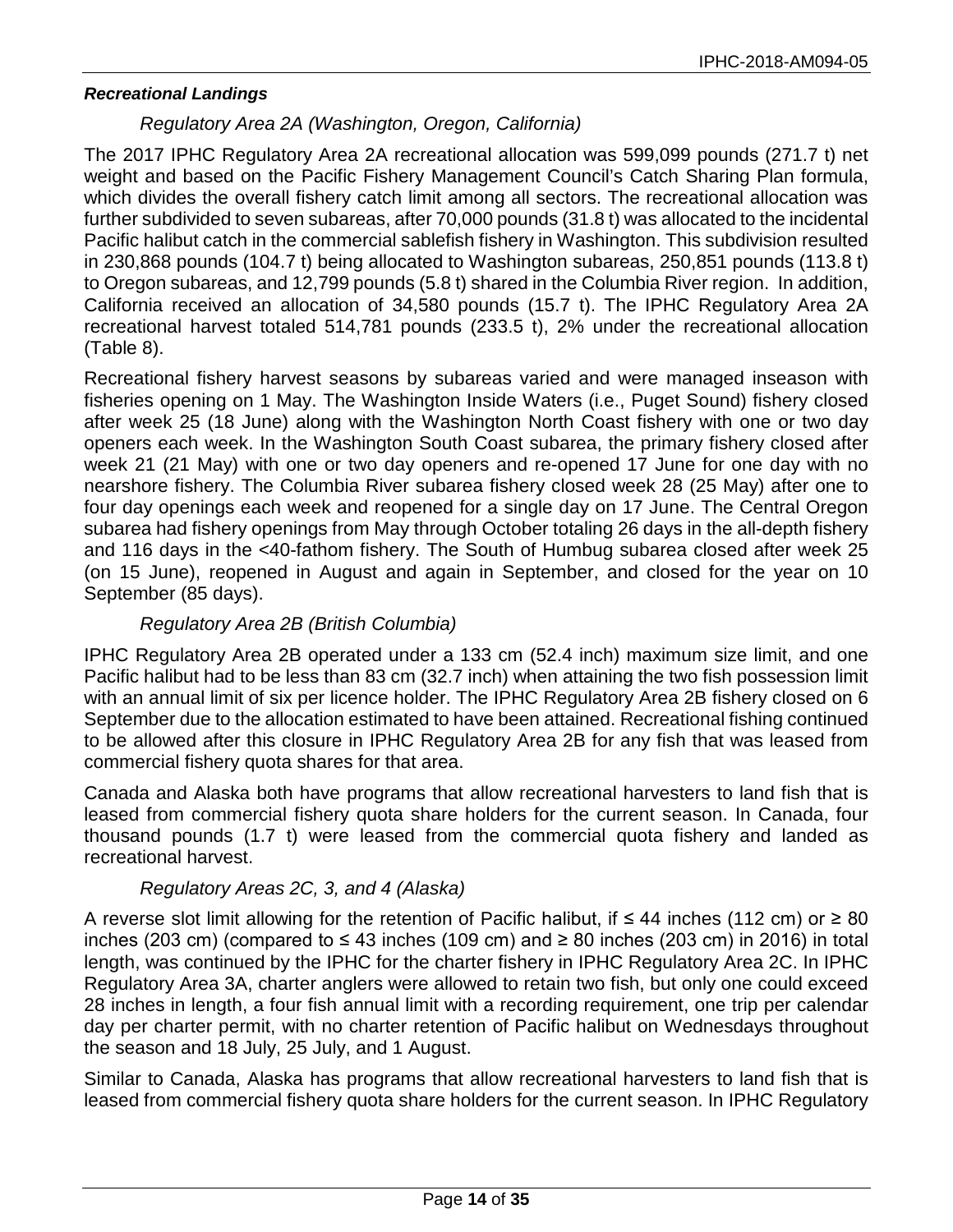### *Recreational Landings*

#### *Regulatory Area 2A (Washington, Oregon, California)*

The 2017 IPHC Regulatory Area 2A recreational allocation was 599,099 pounds (271.7 t) net weight and based on the Pacific Fishery Management Council's Catch Sharing Plan formula, which divides the overall fishery catch limit among all sectors. The recreational allocation was further subdivided to seven subareas, after 70,000 pounds (31.8 t) was allocated to the incidental Pacific halibut catch in the commercial sablefish fishery in Washington. This subdivision resulted in 230,868 pounds (104.7 t) being allocated to Washington subareas, 250,851 pounds (113.8 t) to Oregon subareas, and 12,799 pounds (5.8 t) shared in the Columbia River region. In addition, California received an allocation of 34,580 pounds (15.7 t). The IPHC Regulatory Area 2A recreational harvest totaled 514,781 pounds (233.5 t), 2% under the recreational allocation (Table 8).

Recreational fishery harvest seasons by subareas varied and were managed inseason with fisheries opening on 1 May. The Washington Inside Waters (i.e., Puget Sound) fishery closed after week 25 (18 June) along with the Washington North Coast fishery with one or two day openers each week. In the Washington South Coast subarea, the primary fishery closed after week 21 (21 May) with one or two day openers and re-opened 17 June for one day with no nearshore fishery. The Columbia River subarea fishery closed week 28 (25 May) after one to four day openings each week and reopened for a single day on 17 June. The Central Oregon subarea had fishery openings from May through October totaling 26 days in the all-depth fishery and 116 days in the <40-fathom fishery. The South of Humbug subarea closed after week 25 (on 15 June), reopened in August and again in September, and closed for the year on 10 September (85 days).

#### *Regulatory Area 2B (British Columbia)*

IPHC Regulatory Area 2B operated under a 133 cm (52.4 inch) maximum size limit, and one Pacific halibut had to be less than 83 cm (32.7 inch) when attaining the two fish possession limit with an annual limit of six per licence holder. The IPHC Regulatory Area 2B fishery closed on 6 September due to the allocation estimated to have been attained. Recreational fishing continued to be allowed after this closure in IPHC Regulatory Area 2B for any fish that was leased from commercial fishery quota shares for that area.

Canada and Alaska both have programs that allow recreational harvesters to land fish that is leased from commercial fishery quota share holders for the current season. In Canada, four thousand pounds (1.7 t) were leased from the commercial quota fishery and landed as recreational harvest.

#### *Regulatory Areas 2C, 3, and 4 (Alaska)*

A reverse slot limit allowing for the retention of Pacific halibut, if ≤ 44 inches (112 cm) or ≥ 80 inches (203 cm) (compared to ≤ 43 inches (109 cm) and ≥ 80 inches (203 cm) in 2016) in total length, was continued by the IPHC for the charter fishery in IPHC Regulatory Area 2C. In IPHC Regulatory Area 3A, charter anglers were allowed to retain two fish, but only one could exceed 28 inches in length, a four fish annual limit with a recording requirement, one trip per calendar day per charter permit, with no charter retention of Pacific halibut on Wednesdays throughout the season and 18 July, 25 July, and 1 August.

Similar to Canada, Alaska has programs that allow recreational harvesters to land fish that is leased from commercial fishery quota share holders for the current season. In IPHC Regulatory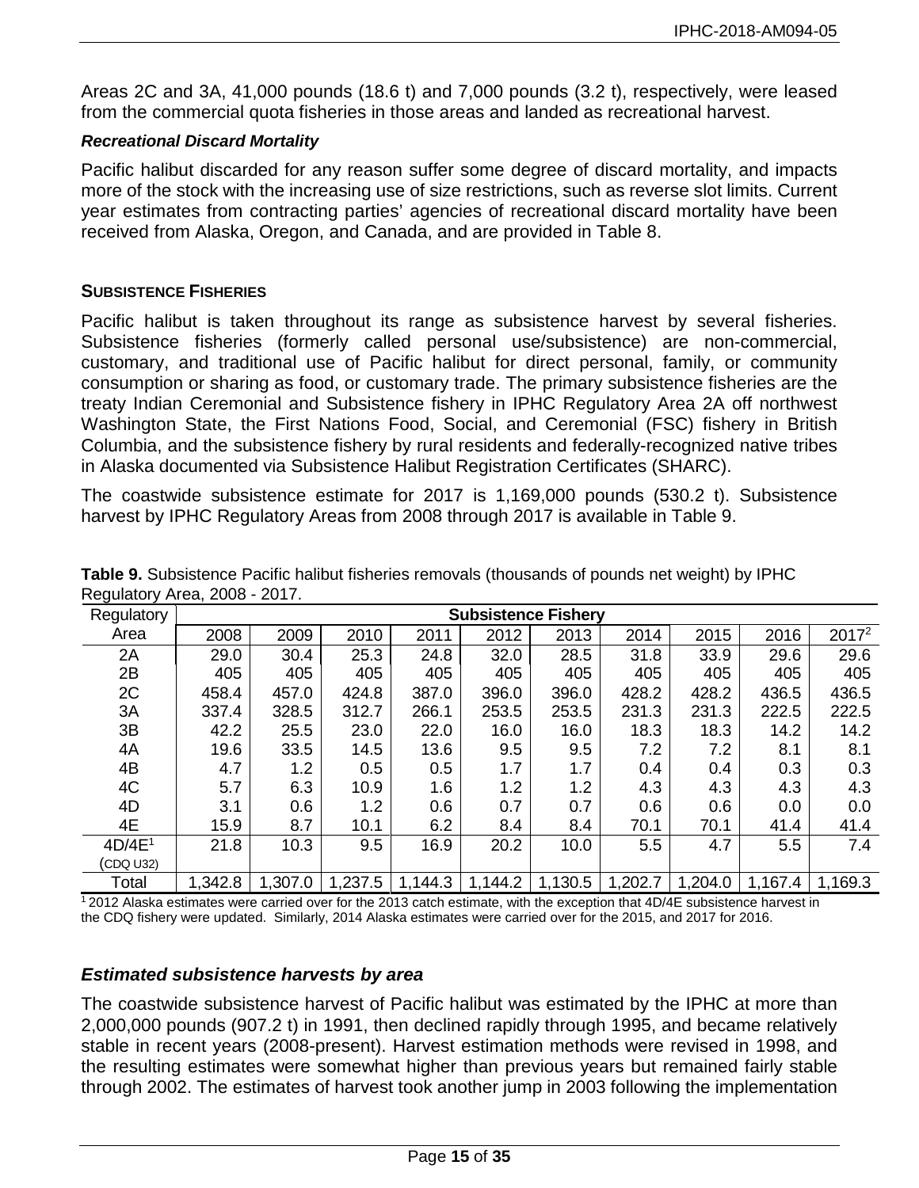Areas 2C and 3A, 41,000 pounds (18.6 t) and 7,000 pounds (3.2 t), respectively, were leased from the commercial quota fisheries in those areas and landed as recreational harvest.

#### *Recreational Discard Mortality*

Pacific halibut discarded for any reason suffer some degree of discard mortality, and impacts more of the stock with the increasing use of size restrictions, such as reverse slot limits. Current year estimates from contracting parties' agencies of recreational discard mortality have been received from Alaska, Oregon, and Canada, and are provided in Table 8.

### SUBSISTENCE FISHERIES

Pacific halibut is taken throughout its range as subsistence harvest by several fisheries. Subsistence fisheries (formerly called personal use/subsistence) are non-commercial, customary, and traditional use of Pacific halibut for direct personal, family, or community consumption or sharing as food, or customary trade. The primary subsistence fisheries are the treaty Indian Ceremonial and Subsistence fishery in IPHC Regulatory Area 2A off northwest Washington State, the First Nations Food, Social, and Ceremonial (FSC) fishery in British Columbia, and the subsistence fishery by rural residents and federally-recognized native tribes in Alaska documented via Subsistence Halibut Registration Certificates (SHARC).

The coastwide subsistence estimate for 2017 is 1,169,000 pounds (530.2 t). Subsistence harvest by IPHC Regulatory Areas from 2008 through 2017 is available in Table 9.

**Table 9.** Subsistence Pacific halibut fisheries removals (thousands of pounds net weight) by IPHC Regulatory Area, 2008 - 2017.

| Regulatory Area | Subsistence Fishery | | | | | | | | | |
|---|---|---|---|---|---|---|---|---|---|---|
| | 2008 | 2009 | 2010 | 2011 | 2012 | 2013 | 2014 | 2015 | 2016 | 2017[2] |
| 2A | 29.0 | 30.4 | 25.3 | 24.8 | 32.0 | 28.5 | 31.8 | 33.9 | 29.6 | 29.6 |
| 2B | 405 | 405 | 405 | 405 | 405 | 405 | 405 | 405 | 405 | 405 |
| 2C | 458.4 | 457.0 | 424.8 | 387.0 | 396.0 | 396.0 | 428.2 | 428.2 | 436.5 | 436.5 |
| 3A | 337.4 | 328.5 | 312.7 | 266.1 | 253.5 | 253.5 | 231.3 | 231.3 | 222.5 | 222.5 |
| 3B | 42.2 | 25.5 | 23.0 | 22.0 | 16.0 | 16.0 | 18.3 | 18.3 | 14.2 | 14.2 |
| 4A | 19.6 | 33.5 | 14.5 | 13.6 | 9.5 | 9.5 | 7.2 | 7.2 | 8.1 | 8.1 |
| 4B | 4.7 | 1.2 | 0.5 | 0.5 | 1.7 | 1.7 | 0.4 | 0.4 | 0.3 | 0.3 |
| 4C | 5.7 | 6.3 | 10.9 | 1.6 | 1.2 | 1.2 | 4.3 | 4.3 | 4.3 | 4.3 |
| 4D | 3.1 | 0.6 | 1.2 | 0.6 | 0.7 | 0.7 | 0.6 | 0.6 | 0.0 | 0.0 |
| 4E | 15.9 | 8.7 | 10.1 | 6.2 | 8.4 | 8.4 | 70.1 | 70.1 | 41.4 | 41.4 |
| 4D/4E[1] (CDQ U32) | 21.8 | 10.3 | 9.5 | 16.9 | 20.2 | 10.0 | 5.5 | 4.7 | 5.5 | 7.4 |
| Total | 1,342.8 | 1,307.0 | 1,237.5 | 1,144.3 | 1,144.2 | 1,130.5 | 1,202.7 | 1,204.0 | 1,167.4 | 1,169.3 |

[1] 2012 Alaska estimates were carried over for the 2013 catch estimate, with the exception that 4D/4E subsistence harvest in the CDQ fishery were updated. Similarly, 2014 Alaska estimates were carried over for the 2015, and 2017 for 2016.

### *Estimated subsistence harvests by area*

The coastwide subsistence harvest of Pacific halibut was estimated by the IPHC at more than 2,000,000 pounds (907.2 t) in 1991, then declined rapidly through 1995, and became relatively stable in recent years (2008-present). Harvest estimation methods were revised in 1998, and the resulting estimates were somewhat higher than previous years but remained fairly stable through 2002. The estimates of harvest took another jump in 2003 following the implementation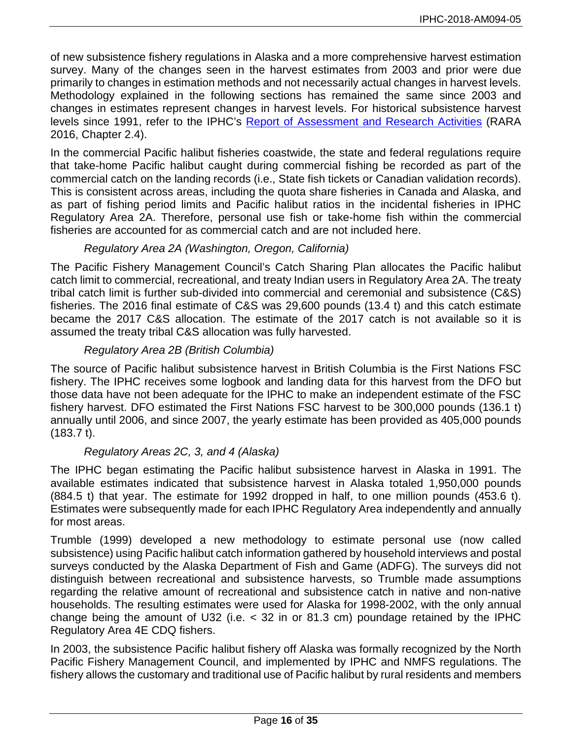of new subsistence fishery regulations in Alaska and a more comprehensive harvest estimation survey. Many of the changes seen in the harvest estimates from 2003 and prior were due primarily to changes in estimation methods and not necessarily actual changes in harvest levels. Methodology explained in the following sections has remained the same since 2003 and changes in estimates represent changes in harvest levels. For historical subsistence harvest levels since 1991, refer to the IPHC's Report of Assessment and Research Activities (RARA 2016, Chapter 2.4).

In the commercial Pacific halibut fisheries coastwide, the state and federal regulations require that take-home Pacific halibut caught during commercial fishing be recorded as part of the commercial catch on the landing records (i.e., State fish tickets or Canadian validation records). This is consistent across areas, including the quota share fisheries in Canada and Alaska, and as part of fishing period limits and Pacific halibut ratios in the incidental fisheries in IPHC Regulatory Area 2A. Therefore, personal use fish or take-home fish within the commercial fisheries are accounted for as commercial catch and are not included here.

*Regulatory Area 2A (Washington, Oregon, California)*

The Pacific Fishery Management Council's Catch Sharing Plan allocates the Pacific halibut catch limit to commercial, recreational, and treaty Indian users in Regulatory Area 2A. The treaty tribal catch limit is further sub-divided into commercial and ceremonial and subsistence (C&S) fisheries. The 2016 final estimate of C&S was 29,600 pounds (13.4 t) and this catch estimate became the 2017 C&S allocation. The estimate of the 2017 catch is not available so it is assumed the treaty tribal C&S allocation was fully harvested.

*Regulatory Area 2B (British Columbia)*

The source of Pacific halibut subsistence harvest in British Columbia is the First Nations FSC fishery. The IPHC receives some logbook and landing data for this harvest from the DFO but those data have not been adequate for the IPHC to make an independent estimate of the FSC fishery harvest. DFO estimated the First Nations FSC harvest to be 300,000 pounds (136.1 t) annually until 2006, and since 2007, the yearly estimate has been provided as 405,000 pounds (183.7 t).

*Regulatory Areas 2C, 3, and 4 (Alaska)*

The IPHC began estimating the Pacific halibut subsistence harvest in Alaska in 1991. The available estimates indicated that subsistence harvest in Alaska totaled 1,950,000 pounds (884.5 t) that year. The estimate for 1992 dropped in half, to one million pounds (453.6 t). Estimates were subsequently made for each IPHC Regulatory Area independently and annually for most areas.

Trumble (1999) developed a new methodology to estimate personal use (now called subsistence) using Pacific halibut catch information gathered by household interviews and postal surveys conducted by the Alaska Department of Fish and Game (ADFG). The surveys did not distinguish between recreational and subsistence harvests, so Trumble made assumptions regarding the relative amount of recreational and subsistence catch in native and non-native households. The resulting estimates were used for Alaska for 1998-2002, with the only annual change being the amount of U32 (i.e. < 32 in or 81.3 cm) poundage retained by the IPHC Regulatory Area 4E CDQ fishers.

In 2003, the subsistence Pacific halibut fishery off Alaska was formally recognized by the North Pacific Fishery Management Council, and implemented by IPHC and NMFS regulations. The fishery allows the customary and traditional use of Pacific halibut by rural residents and members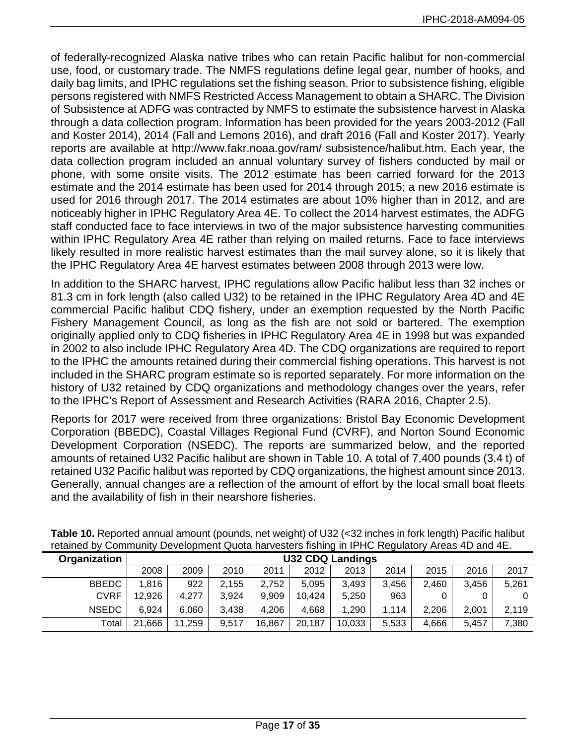of federally-recognized Alaska native tribes who can retain Pacific halibut for non-commercial use, food, or customary trade. The NMFS regulations define legal gear, number of hooks, and daily bag limits, and IPHC regulations set the fishing season. Prior to subsistence fishing, eligible persons registered with NMFS Restricted Access Management to obtain a SHARC. The Division of Subsistence at ADFG was contracted by NMFS to estimate the subsistence harvest in Alaska through a data collection program. Information has been provided for the years 2003-2012 (Fall and Koster 2014), 2014 (Fall and Lemons 2016), and draft 2016 (Fall and Koster 2017). Yearly reports are available at http://www.fakr.noaa.gov/ram/ subsistence/halibut.htm. Each year, the data collection program included an annual voluntary survey of fishers conducted by mail or phone, with some onsite visits. The 2012 estimate has been carried forward for the 2013 estimate and the 2014 estimate has been used for 2014 through 2015; a new 2016 estimate is used for 2016 through 2017. The 2014 estimates are about 10% higher than in 2012, and are noticeably higher in IPHC Regulatory Area 4E. To collect the 2014 harvest estimates, the ADFG staff conducted face to face interviews in two of the major subsistence harvesting communities within IPHC Regulatory Area 4E rather than relying on mailed returns. Face to face interviews likely resulted in more realistic harvest estimates than the mail survey alone, so it is likely that the IPHC Regulatory Area 4E harvest estimates between 2008 through 2013 were low.

In addition to the SHARC harvest, IPHC regulations allow Pacific halibut less than 32 inches or 81.3 cm in fork length (also called U32) to be retained in the IPHC Regulatory Area 4D and 4E commercial Pacific halibut CDQ fishery, under an exemption requested by the North Pacific Fishery Management Council, as long as the fish are not sold or bartered. The exemption originally applied only to CDQ fisheries in IPHC Regulatory Area 4E in 1998 but was expanded in 2002 to also include IPHC Regulatory Area 4D. The CDQ organizations are required to report to the IPHC the amounts retained during their commercial fishing operations. This harvest is not included in the SHARC program estimate so is reported separately. For more information on the history of U32 retained by CDQ organizations and methodology changes over the years, refer to the IPHC's Report of Assessment and Research Activities (RARA 2016, Chapter 2.5).

Reports for 2017 were received from three organizations: Bristol Bay Economic Development Corporation (BBEDC), Coastal Villages Regional Fund (CVRF), and Norton Sound Economic Development Corporation (NSEDC). The reports are summarized below, and the reported amounts of retained U32 Pacific halibut are shown in Table 10. A total of 7,400 pounds (3.4 t) of retained U32 Pacific halibut was reported by CDQ organizations, the highest amount since 2013. Generally, annual changes are a reflection of the amount of effort by the local small boat fleets and the availability of fish in their nearshore fisheries.

**Table 10.** Reported annual amount (pounds, net weight) of U32 (<32 inches in fork length) Pacific halibut retained by Community Development Quota harvesters fishing in IPHC Regulatory Areas 4D and 4E.

| Organization | U32 CDQ Landings | | | | | | | | | |
|---|---|---|---|---|---|---|---|---|---|---|
| | 2008 | 2009 | 2010 | 2011 | 2012 | 2013 | 2014 | 2015 | 2016 | 2017 |
| BBEDC | 1,816 | 922 | 2,155 | 2,752 | 5,095 | 3,493 | 3,456 | 2,460 | 3,456 | 5,261 |
| CVRF | 12,926 | 4,277 | 3,924 | 9,909 | 10,424 | 5,250 | 963 | 0 | 0 | 0 |
| NSEDC | 6,924 | 6,060 | 3,438 | 4,206 | 4,668 | 1,290 | 1,114 | 2,206 | 2,001 | 2,119 |
| Total | 21,666 | 11,259 | 9,517 | 16,867 | 20,187 | 10,033 | 5,533 | 4,666 | 5,457 | 7,380 |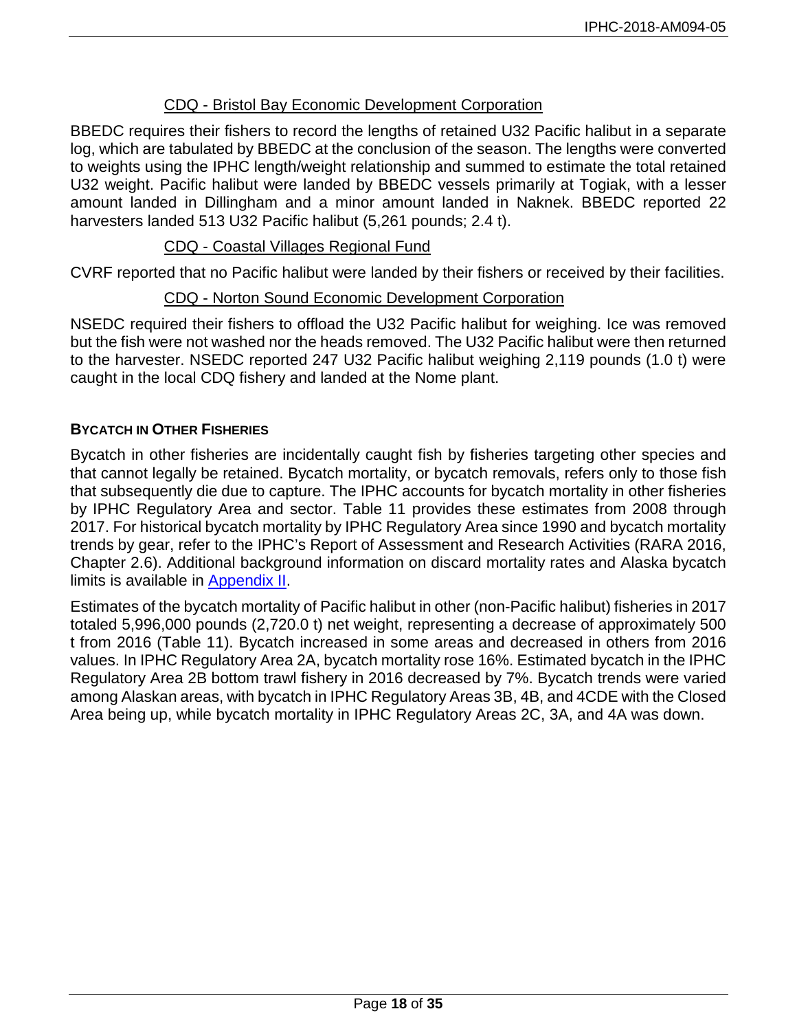CDQ - Bristol Bay Economic Development Corporation

BBEDC requires their fishers to record the lengths of retained U32 Pacific halibut in a separate log, which are tabulated by BBEDC at the conclusion of the season. The lengths were converted to weights using the IPHC length/weight relationship and summed to estimate the total retained U32 weight. Pacific halibut were landed by BBEDC vessels primarily at Togiak, with a lesser amount landed in Dillingham and a minor amount landed in Naknek. BBEDC reported 22 harvesters landed 513 U32 Pacific halibut (5,261 pounds; 2.4 t).

CDQ - Coastal Villages Regional Fund

CVRF reported that no Pacific halibut were landed by their fishers or received by their facilities.

CDQ - Norton Sound Economic Development Corporation

NSEDC required their fishers to offload the U32 Pacific halibut for weighing. Ice was removed but the fish were not washed nor the heads removed. The U32 Pacific halibut were then returned to the harvester. NSEDC reported 247 U32 Pacific halibut weighing 2,119 pounds (1.0 t) were caught in the local CDQ fishery and landed at the Nome plant.

## BYCATCH IN OTHER FISHERIES

Bycatch in other fisheries are incidentally caught fish by fisheries targeting other species and that cannot legally be retained. Bycatch mortality, or bycatch removals, refers only to those fish that subsequently die due to capture. The IPHC accounts for bycatch mortality in other fisheries by IPHC Regulatory Area and sector. Table 11 provides these estimates from 2008 through 2017. For historical bycatch mortality by IPHC Regulatory Area since 1990 and bycatch mortality trends by gear, refer to the IPHC's Report of Assessment and Research Activities (RARA 2016, Chapter 2.6). Additional background information on discard mortality rates and Alaska bycatch limits is available in Appendix II.

Estimates of the bycatch mortality of Pacific halibut in other (non-Pacific halibut) fisheries in 2017 totaled 5,996,000 pounds (2,720.0 t) net weight, representing a decrease of approximately 500 t from 2016 (Table 11). Bycatch increased in some areas and decreased in others from 2016 values. In IPHC Regulatory Area 2A, bycatch mortality rose 16%. Estimated bycatch in the IPHC Regulatory Area 2B bottom trawl fishery in 2016 decreased by 7%. Bycatch trends were varied among Alaskan areas, with bycatch in IPHC Regulatory Areas 3B, 4B, and 4CDE with the Closed Area being up, while bycatch mortality in IPHC Regulatory Areas 2C, 3A, and 4A was down.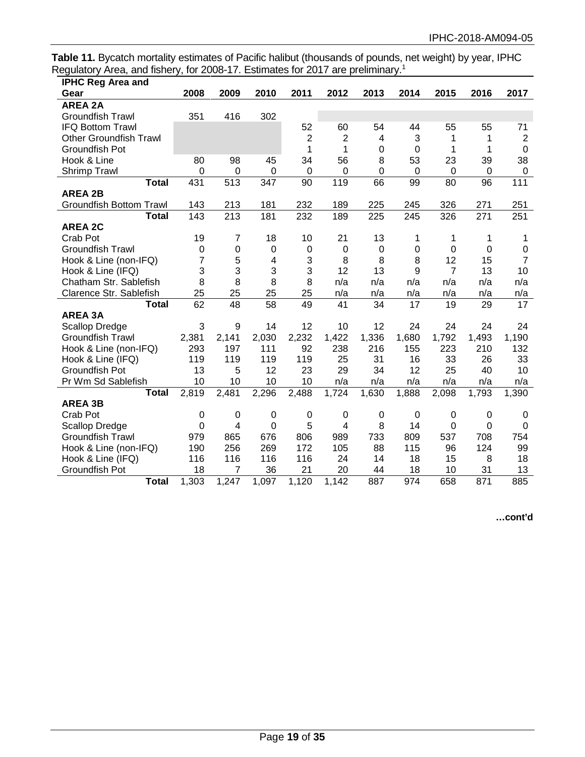**Table 11.** Bycatch mortality estimates of Pacific halibut (thousands of pounds, net weight) by year, IPHC Regulatory Area, and fishery, for 2008-17. Estimates for 2017 are preliminary.[1]

| IPHC Reg Area and Gear | 2008 | 2009 | 2010 | 2011 | 2012 | 2013 | 2014 | 2015 | 2016 | 2017 |
|---|---|---|---|---|---|---|---|---|---|---|
| **AREA 2A** | | | | | | | | | | |
| Groundfish Trawl | 351 | 416 | 302 | | | | | | | |
| IFQ Bottom Trawl | | | | 52 | 60 | 54 | 44 | 55 | 55 | 71 |
| Other Groundfish Trawl | | | | 2 | 2 | 4 | 3 | 1 | 1 | 2 |
| Groundfish Pot | | | | 1 | 1 | 0 | 0 | 1 | 1 | 0 |
| Hook & Line | 80 | 98 | 45 | 34 | 56 | 8 | 53 | 23 | 39 | 38 |
| Shrimp Trawl | 0 | 0 | 0 | 0 | 0 | 0 | 0 | 0 | 0 | 0 |
| **Total** | 431 | 513 | 347 | 90 | 119 | 66 | 99 | 80 | 96 | 111 |
| **AREA 2B** | | | | | | | | | | |
| Groundfish Bottom Trawl | 143 | 213 | 181 | 232 | 189 | 225 | 245 | 326 | 271 | 251 |
| **Total** | 143 | 213 | 181 | 232 | 189 | 225 | 245 | 326 | 271 | 251 |
| **AREA 2C** | | | | | | | | | | |
| Crab Pot | 19 | 7 | 18 | 10 | 21 | 13 | 1 | 1 | 1 | 1 |
| Groundfish Trawl | 0 | 0 | 0 | 0 | 0 | 0 | 0 | 0 | 0 | 0 |
| Hook & Line (non-IFQ) | 7 | 5 | 4 | 3 | 8 | 8 | 8 | 12 | 15 | 7 |
| Hook & Line (IFQ) | 3 | 3 | 3 | 3 | 12 | 13 | 9 | 7 | 13 | 10 |
| Chatham Str. Sablefish | 8 | 8 | 8 | 8 | n/a | n/a | n/a | n/a | n/a | n/a |
| Clarence Str. Sablefish | 25 | 25 | 25 | 25 | n/a | n/a | n/a | n/a | n/a | n/a |
| **Total** | 62 | 48 | 58 | 49 | 41 | 34 | 17 | 19 | 29 | 17 |
| **AREA 3A** | | | | | | | | | | |
| Scallop Dredge | 3 | 9 | 14 | 12 | 10 | 12 | 24 | 24 | 24 | 24 |
| Groundfish Trawl | 2,381 | 2,141 | 2,030 | 2,232 | 1,422 | 1,336 | 1,680 | 1,792 | 1,493 | 1,190 |
| Hook & Line (non-IFQ) | 293 | 197 | 111 | 92 | 238 | 216 | 155 | 223 | 210 | 132 |
| Hook & Line (IFQ) | 119 | 119 | 119 | 119 | 25 | 31 | 16 | 33 | 26 | 33 |
| Groundfish Pot | 13 | 5 | 12 | 23 | 29 | 34 | 12 | 25 | 40 | 10 |
| Pr Wm Sd Sablefish | 10 | 10 | 10 | 10 | n/a | n/a | n/a | n/a | n/a | n/a |
| **Total** | 2,819 | 2,481 | 2,296 | 2,488 | 1,724 | 1,630 | 1,888 | 2,098 | 1,793 | 1,390 |
| **AREA 3B** | | | | | | | | | | |
| Crab Pot | 0 | 0 | 0 | 0 | 0 | 0 | 0 | 0 | 0 | 0 |
| Scallop Dredge | 0 | 4 | 0 | 5 | 4 | 8 | 14 | 0 | 0 | 0 |
| Groundfish Trawl | 979 | 865 | 676 | 806 | 989 | 733 | 809 | 537 | 708 | 754 |
| Hook & Line (non-IFQ) | 190 | 256 | 269 | 172 | 105 | 88 | 115 | 96 | 124 | 99 |
| Hook & Line (IFQ) | 116 | 116 | 116 | 116 | 24 | 14 | 18 | 15 | 8 | 18 |
| Groundfish Pot | 18 | 7 | 36 | 21 | 20 | 44 | 18 | 10 | 31 | 13 |
| **Total** | 1,303 | 1,247 | 1,097 | 1,120 | 1,142 | 887 | 974 | 658 | 871 | 885 |

**…cont'd**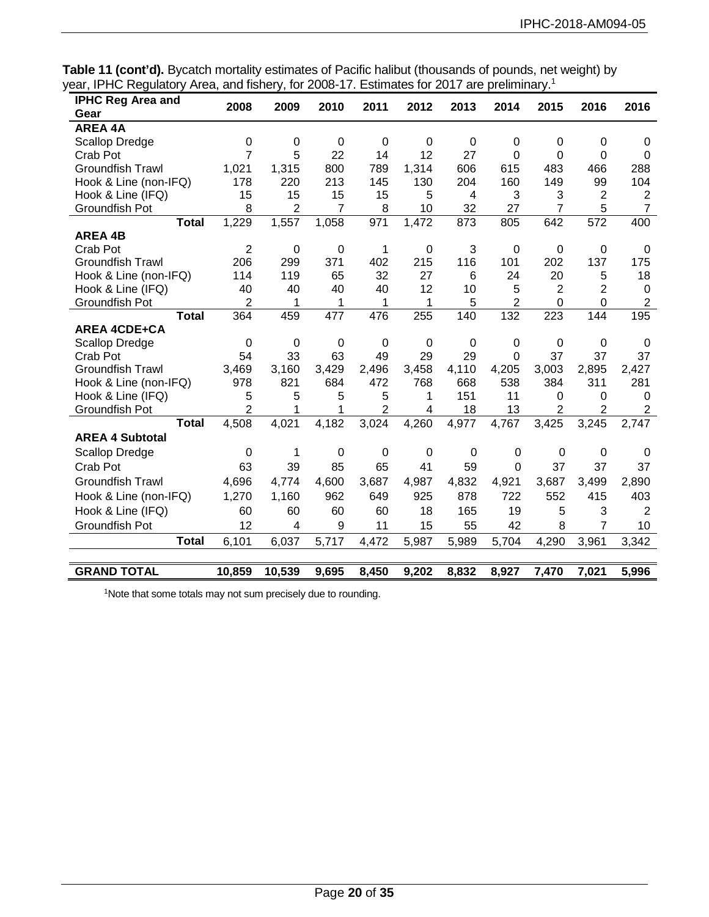**Table 11 (cont'd).** Bycatch mortality estimates of Pacific halibut (thousands of pounds, net weight) by year, IPHC Regulatory Area, and fishery, for 2008-17. Estimates for 2017 are preliminary.[1]

| IPHC Reg Area and Gear | 2008 | 2009 | 2010 | 2011 | 2012 | 2013 | 2014 | 2015 | 2016 | 2016 |
|---|---|---|---|---|---|---|---|---|---|---|
| **AREA 4A** | | | | | | | | | | |
| Scallop Dredge | 0 | 0 | 0 | 0 | 0 | 0 | 0 | 0 | 0 | 0 |
| Crab Pot | 7 | 5 | 22 | 14 | 12 | 27 | 0 | 0 | 0 | 0 |
| Groundfish Trawl | 1,021 | 1,315 | 800 | 789 | 1,314 | 606 | 615 | 483 | 466 | 288 |
| Hook & Line (non-IFQ) | 178 | 220 | 213 | 145 | 130 | 204 | 160 | 149 | 99 | 104 |
| Hook & Line (IFQ) | 15 | 15 | 15 | 15 | 5 | 4 | 3 | 3 | 2 | 2 |
| Groundfish Pot | 8 | 2 | 7 | 8 | 10 | 32 | 27 | 7 | 5 | 7 |
| **Total** | 1,229 | 1,557 | 1,058 | 971 | 1,472 | 873 | 805 | 642 | 572 | 400 |
| **AREA 4B** | | | | | | | | | | |
| Crab Pot | 2 | 0 | 0 | 1 | 0 | 3 | 0 | 0 | 0 | 0 |
| Groundfish Trawl | 206 | 299 | 371 | 402 | 215 | 116 | 101 | 202 | 137 | 175 |
| Hook & Line (non-IFQ) | 114 | 119 | 65 | 32 | 27 | 6 | 24 | 20 | 5 | 18 |
| Hook & Line (IFQ) | 40 | 40 | 40 | 40 | 12 | 10 | 5 | 2 | 2 | 0 |
| Groundfish Pot | 2 | 1 | 1 | 1 | 1 | 5 | 2 | 0 | 0 | 2 |
| **Total** | 364 | 459 | 477 | 476 | 255 | 140 | 132 | 223 | 144 | 195 |
| **AREA 4CDE+CA** | | | | | | | | | | |
| Scallop Dredge | 0 | 0 | 0 | 0 | 0 | 0 | 0 | 0 | 0 | 0 |
| Crab Pot | 54 | 33 | 63 | 49 | 29 | 29 | 0 | 37 | 37 | 37 |
| Groundfish Trawl | 3,469 | 3,160 | 3,429 | 2,496 | 3,458 | 4,110 | 4,205 | 3,003 | 2,895 | 2,427 |
| Hook & Line (non-IFQ) | 978 | 821 | 684 | 472 | 768 | 668 | 538 | 384 | 311 | 281 |
| Hook & Line (IFQ) | 5 | 5 | 5 | 5 | 1 | 151 | 11 | 0 | 0 | 0 |
| Groundfish Pot | 2 | 1 | 1 | 2 | 4 | 18 | 13 | 2 | 2 | 2 |
| **Total** | 4,508 | 4,021 | 4,182 | 3,024 | 4,260 | 4,977 | 4,767 | 3,425 | 3,245 | 2,747 |
| **AREA 4 Subtotal** | | | | | | | | | | |
| Scallop Dredge | 0 | 1 | 0 | 0 | 0 | 0 | 0 | 0 | 0 | 0 |
| Crab Pot | 63 | 39 | 85 | 65 | 41 | 59 | 0 | 37 | 37 | 37 |
| Groundfish Trawl | 4,696 | 4,774 | 4,600 | 3,687 | 4,987 | 4,832 | 4,921 | 3,687 | 3,499 | 2,890 |
| Hook & Line (non-IFQ) | 1,270 | 1,160 | 962 | 649 | 925 | 878 | 722 | 552 | 415 | 403 |
| Hook & Line (IFQ) | 60 | 60 | 60 | 60 | 18 | 165 | 19 | 5 | 3 | 2 |
| Groundfish Pot | 12 | 4 | 9 | 11 | 15 | 55 | 42 | 8 | 7 | 10 |
| **Total** | 6,101 | 6,037 | 5,717 | 4,472 | 5,987 | 5,989 | 5,704 | 4,290 | 3,961 | 3,342 |
| **GRAND TOTAL** | **10,859** | **10,539** | **9,695** | **8,450** | **9,202** | **8,832** | **8,927** | **7,470** | **7,021** | **5,996** |

[1]Note that some totals may not sum precisely due to rounding.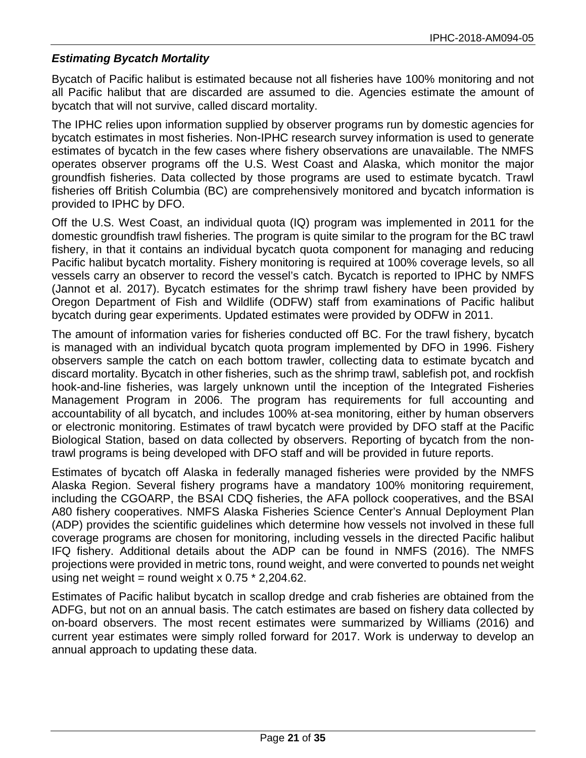### *Estimating Bycatch Mortality*

Bycatch of Pacific halibut is estimated because not all fisheries have 100% monitoring and not all Pacific halibut that are discarded are assumed to die. Agencies estimate the amount of bycatch that will not survive, called discard mortality.

The IPHC relies upon information supplied by observer programs run by domestic agencies for bycatch estimates in most fisheries. Non-IPHC research survey information is used to generate estimates of bycatch in the few cases where fishery observations are unavailable. The NMFS operates observer programs off the U.S. West Coast and Alaska, which monitor the major groundfish fisheries. Data collected by those programs are used to estimate bycatch. Trawl fisheries off British Columbia (BC) are comprehensively monitored and bycatch information is provided to IPHC by DFO.

Off the U.S. West Coast, an individual quota (IQ) program was implemented in 2011 for the domestic groundfish trawl fisheries. The program is quite similar to the program for the BC trawl fishery, in that it contains an individual bycatch quota component for managing and reducing Pacific halibut bycatch mortality. Fishery monitoring is required at 100% coverage levels, so all vessels carry an observer to record the vessel's catch. Bycatch is reported to IPHC by NMFS (Jannot et al. 2017). Bycatch estimates for the shrimp trawl fishery have been provided by Oregon Department of Fish and Wildlife (ODFW) staff from examinations of Pacific halibut bycatch during gear experiments. Updated estimates were provided by ODFW in 2011.

The amount of information varies for fisheries conducted off BC. For the trawl fishery, bycatch is managed with an individual bycatch quota program implemented by DFO in 1996. Fishery observers sample the catch on each bottom trawler, collecting data to estimate bycatch and discard mortality. Bycatch in other fisheries, such as the shrimp trawl, sablefish pot, and rockfish hook-and-line fisheries, was largely unknown until the inception of the Integrated Fisheries Management Program in 2006. The program has requirements for full accounting and accountability of all bycatch, and includes 100% at-sea monitoring, either by human observers or electronic monitoring. Estimates of trawl bycatch were provided by DFO staff at the Pacific Biological Station, based on data collected by observers. Reporting of bycatch from the non-trawl programs is being developed with DFO staff and will be provided in future reports.

Estimates of bycatch off Alaska in federally managed fisheries were provided by the NMFS Alaska Region. Several fishery programs have a mandatory 100% monitoring requirement, including the CGOARP, the BSAI CDQ fisheries, the AFA pollock cooperatives, and the BSAI A80 fishery cooperatives. NMFS Alaska Fisheries Science Center's Annual Deployment Plan (ADP) provides the scientific guidelines which determine how vessels not involved in these full coverage programs are chosen for monitoring, including vessels in the directed Pacific halibut IFQ fishery. Additional details about the ADP can be found in NMFS (2016). The NMFS projections were provided in metric tons, round weight, and were converted to pounds net weight using net weight = round weight x 0.75 * 2,204.62.

Estimates of Pacific halibut bycatch in scallop dredge and crab fisheries are obtained from the ADFG, but not on an annual basis. The catch estimates are based on fishery data collected by on-board observers. The most recent estimates were summarized by Williams (2016) and current year estimates were simply rolled forward for 2017. Work is underway to develop an annual approach to updating these data.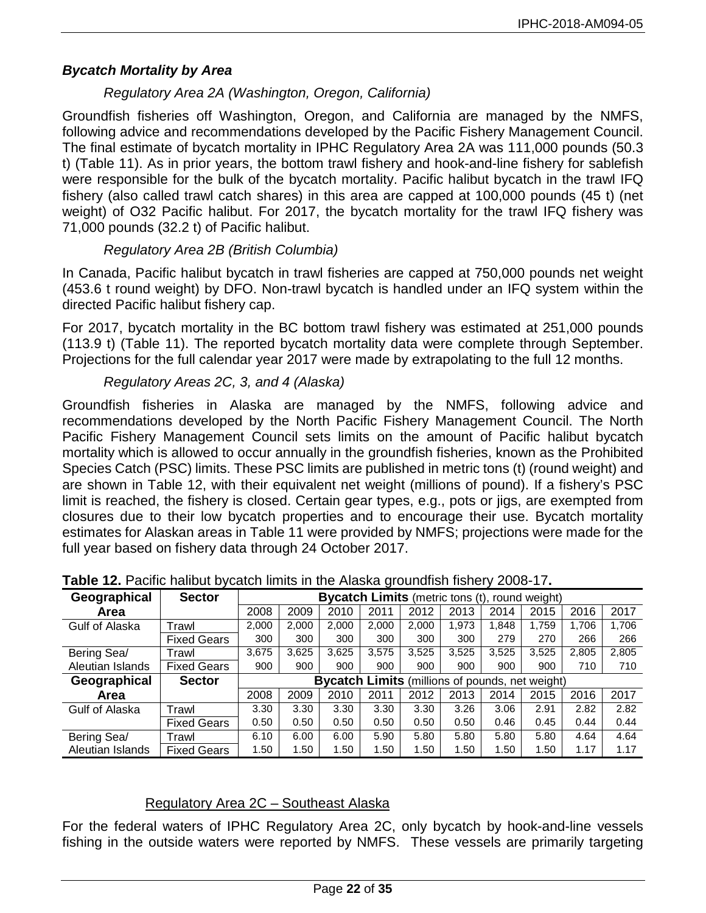### *Bycatch Mortality by Area*

#### *Regulatory Area 2A (Washington, Oregon, California)*

Groundfish fisheries off Washington, Oregon, and California are managed by the NMFS, following advice and recommendations developed by the Pacific Fishery Management Council. The final estimate of bycatch mortality in IPHC Regulatory Area 2A was 111,000 pounds (50.3 t) (Table 11). As in prior years, the bottom trawl fishery and hook-and-line fishery for sablefish were responsible for the bulk of the bycatch mortality. Pacific halibut bycatch in the trawl IFQ fishery (also called trawl catch shares) in this area are capped at 100,000 pounds (45 t) (net weight) of O32 Pacific halibut. For 2017, the bycatch mortality for the trawl IFQ fishery was 71,000 pounds (32.2 t) of Pacific halibut.

#### *Regulatory Area 2B (British Columbia)*

In Canada, Pacific halibut bycatch in trawl fisheries are capped at 750,000 pounds net weight (453.6 t round weight) by DFO. Non-trawl bycatch is handled under an IFQ system within the directed Pacific halibut fishery cap.

For 2017, bycatch mortality in the BC bottom trawl fishery was estimated at 251,000 pounds (113.9 t) (Table 11). The reported bycatch mortality data were complete through September. Projections for the full calendar year 2017 were made by extrapolating to the full 12 months.

#### *Regulatory Areas 2C, 3, and 4 (Alaska)*

Groundfish fisheries in Alaska are managed by the NMFS, following advice and recommendations developed by the North Pacific Fishery Management Council. The North Pacific Fishery Management Council sets limits on the amount of Pacific halibut bycatch mortality which is allowed to occur annually in the groundfish fisheries, known as the Prohibited Species Catch (PSC) limits. These PSC limits are published in metric tons (t) (round weight) and are shown in Table 12, with their equivalent net weight (millions of pound). If a fishery's PSC limit is reached, the fishery is closed. Certain gear types, e.g., pots or jigs, are exempted from closures due to their low bycatch properties and to encourage their use. Bycatch mortality estimates for Alaskan areas in Table 11 were provided by NMFS; projections were made for the full year based on fishery data through 24 October 2017.

**Table 12.** Pacific halibut bycatch limits in the Alaska groundfish fishery 2008-17**.**

| Geographical Area | Sector | **Bycatch Limits** (metric tons (t), round weight) | | | | | | | | | |
|---|---|---|---|---|---|---|---|---|---|---|---|
| | | 2008 | 2009 | 2010 | 2011 | 2012 | 2013 | 2014 | 2015 | 2016 | 2017 |
| Gulf of Alaska | Trawl | 2,000 | 2,000 | 2,000 | 2,000 | 2,000 | 1,973 | 1,848 | 1,759 | 1,706 | 1,706 |
| | Fixed Gears | 300 | 300 | 300 | 300 | 300 | 300 | 279 | 270 | 266 | 266 |
| Bering Sea/ Aleutian Islands | Trawl | 3,675 | 3,625 | 3,625 | 3,575 | 3,525 | 3,525 | 3,525 | 3,525 | 2,805 | 2,805 |
| | Fixed Gears | 900 | 900 | 900 | 900 | 900 | 900 | 900 | 900 | 710 | 710 |
| **Geographical Area** | **Sector** | **Bycatch Limits** (millions of pounds, net weight) | | | | | | | | | |
| | | 2008 | 2009 | 2010 | 2011 | 2012 | 2013 | 2014 | 2015 | 2016 | 2017 |
| Gulf of Alaska | Trawl | 3.30 | 3.30 | 3.30 | 3.30 | 3.30 | 3.26 | 3.06 | 2.91 | 2.82 | 2.82 |
| | Fixed Gears | 0.50 | 0.50 | 0.50 | 0.50 | 0.50 | 0.50 | 0.46 | 0.45 | 0.44 | 0.44 |
| Bering Sea/ Aleutian Islands | Trawl | 6.10 | 6.00 | 6.00 | 5.90 | 5.80 | 5.80 | 5.80 | 5.80 | 4.64 | 4.64 |
| | Fixed Gears | 1.50 | 1.50 | 1.50 | 1.50 | 1.50 | 1.50 | 1.50 | 1.50 | 1.17 | 1.17 |

##### Regulatory Area 2C – Southeast Alaska

For the federal waters of IPHC Regulatory Area 2C, only bycatch by hook-and-line vessels fishing in the outside waters were reported by NMFS. These vessels are primarily targeting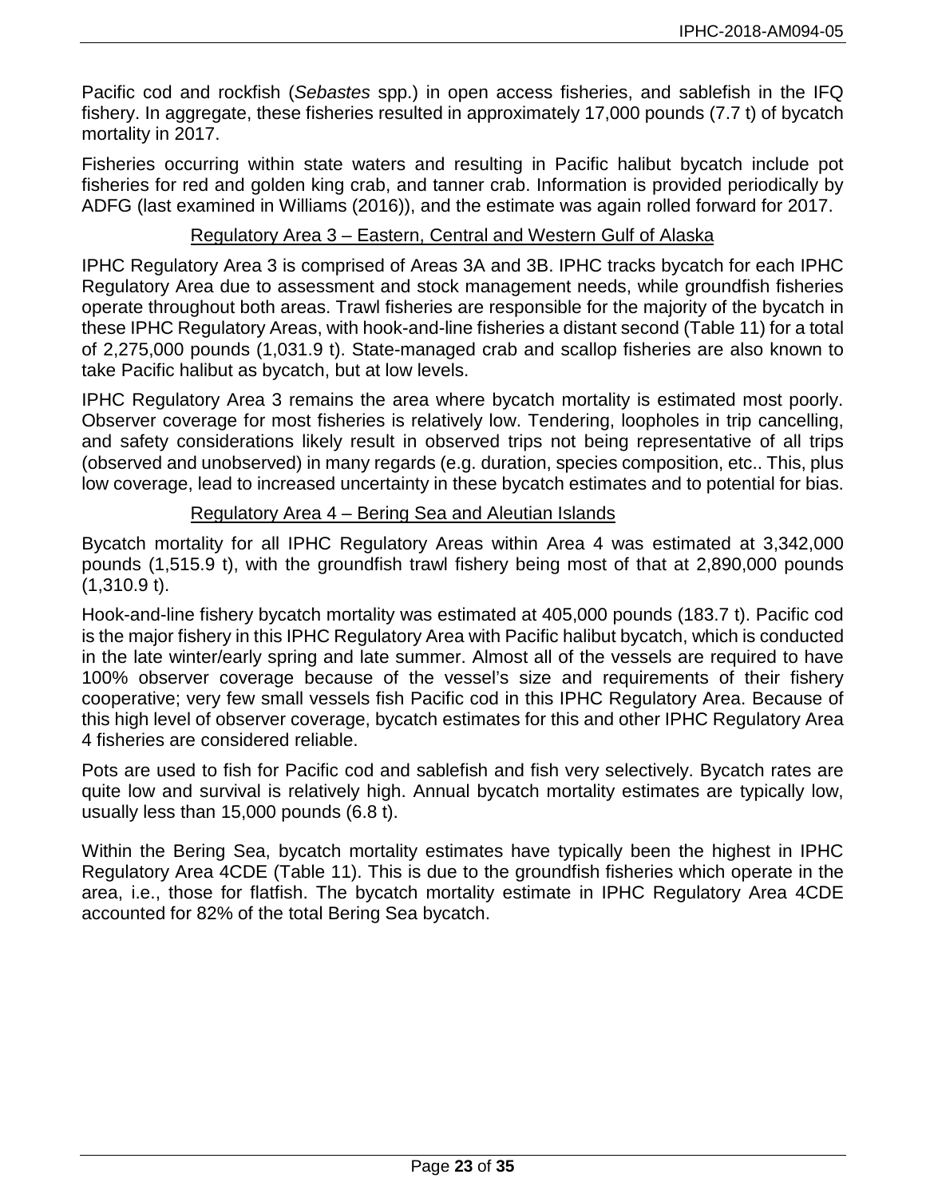Pacific cod and rockfish (*Sebastes* spp.) in open access fisheries, and sablefish in the IFQ fishery. In aggregate, these fisheries resulted in approximately 17,000 pounds (7.7 t) of bycatch mortality in 2017.

Fisheries occurring within state waters and resulting in Pacific halibut bycatch include pot fisheries for red and golden king crab, and tanner crab. Information is provided periodically by ADFG (last examined in Williams (2016)), and the estimate was again rolled forward for 2017.

### Regulatory Area 3 – Eastern, Central and Western Gulf of Alaska

IPHC Regulatory Area 3 is comprised of Areas 3A and 3B. IPHC tracks bycatch for each IPHC Regulatory Area due to assessment and stock management needs, while groundfish fisheries operate throughout both areas. Trawl fisheries are responsible for the majority of the bycatch in these IPHC Regulatory Areas, with hook-and-line fisheries a distant second (Table 11) for a total of 2,275,000 pounds (1,031.9 t). State-managed crab and scallop fisheries are also known to take Pacific halibut as bycatch, but at low levels.

IPHC Regulatory Area 3 remains the area where bycatch mortality is estimated most poorly. Observer coverage for most fisheries is relatively low. Tendering, loopholes in trip cancelling, and safety considerations likely result in observed trips not being representative of all trips (observed and unobserved) in many regards (e.g. duration, species composition, etc.. This, plus low coverage, lead to increased uncertainty in these bycatch estimates and to potential for bias.

### Regulatory Area 4 – Bering Sea and Aleutian Islands

Bycatch mortality for all IPHC Regulatory Areas within Area 4 was estimated at 3,342,000 pounds (1,515.9 t), with the groundfish trawl fishery being most of that at 2,890,000 pounds (1,310.9 t).

Hook-and-line fishery bycatch mortality was estimated at 405,000 pounds (183.7 t). Pacific cod is the major fishery in this IPHC Regulatory Area with Pacific halibut bycatch, which is conducted in the late winter/early spring and late summer. Almost all of the vessels are required to have 100% observer coverage because of the vessel's size and requirements of their fishery cooperative; very few small vessels fish Pacific cod in this IPHC Regulatory Area. Because of this high level of observer coverage, bycatch estimates for this and other IPHC Regulatory Area 4 fisheries are considered reliable.

Pots are used to fish for Pacific cod and sablefish and fish very selectively. Bycatch rates are quite low and survival is relatively high. Annual bycatch mortality estimates are typically low, usually less than 15,000 pounds (6.8 t).

Within the Bering Sea, bycatch mortality estimates have typically been the highest in IPHC Regulatory Area 4CDE (Table 11). This is due to the groundfish fisheries which operate in the area, i.e., those for flatfish. The bycatch mortality estimate in IPHC Regulatory Area 4CDE accounted for 82% of the total Bering Sea bycatch.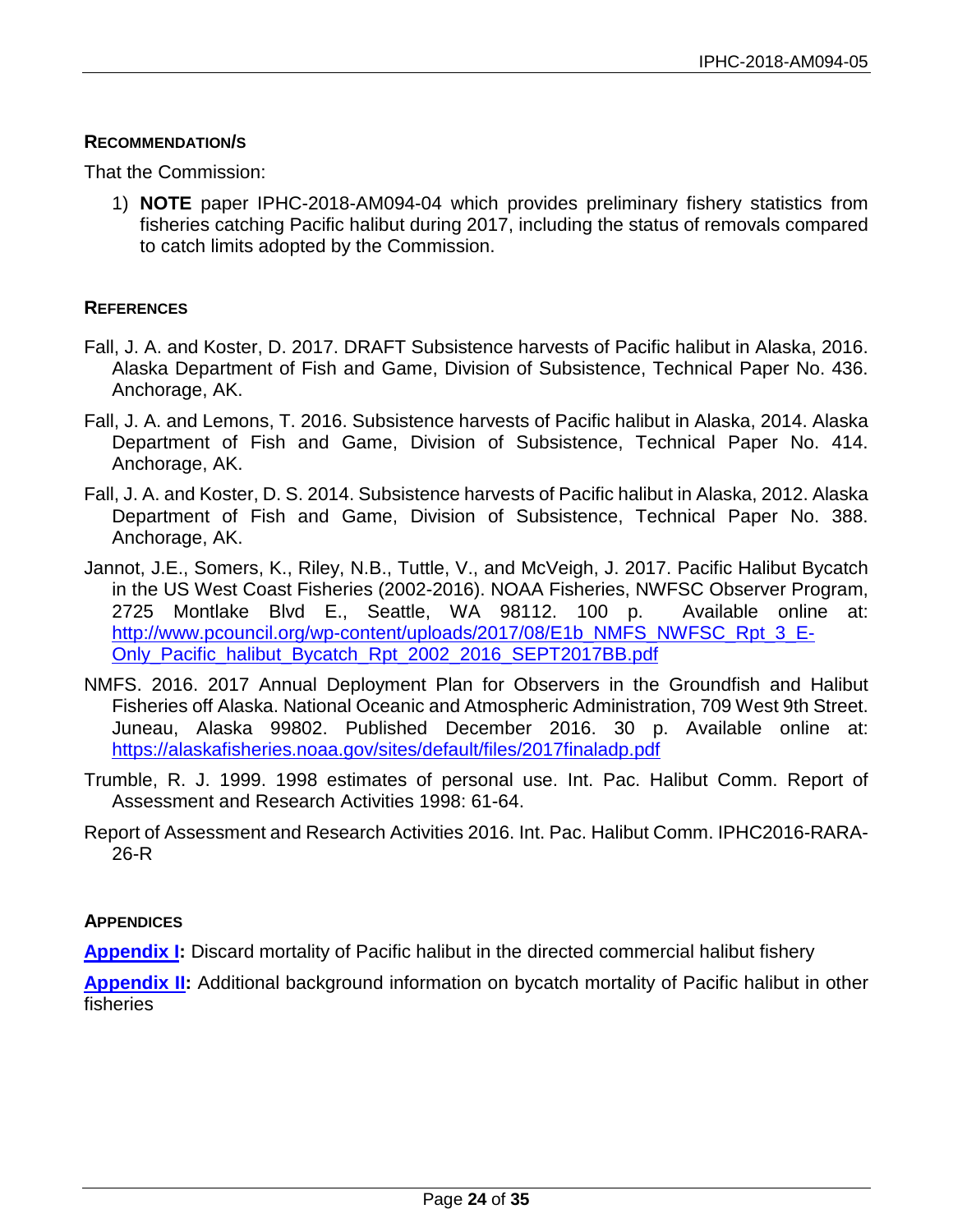## Recommendation/s

That the Commission:

1) **NOTE** paper IPHC-2018-AM094-04 which provides preliminary fishery statistics from fisheries catching Pacific halibut during 2017, including the status of removals compared to catch limits adopted by the Commission.

## References

Fall, J. A. and Koster, D. 2017. DRAFT Subsistence harvests of Pacific halibut in Alaska, 2016. Alaska Department of Fish and Game, Division of Subsistence, Technical Paper No. 436. Anchorage, AK.

Fall, J. A. and Lemons, T. 2016. Subsistence harvests of Pacific halibut in Alaska, 2014. Alaska Department of Fish and Game, Division of Subsistence, Technical Paper No. 414. Anchorage, AK.

Fall, J. A. and Koster, D. S. 2014. Subsistence harvests of Pacific halibut in Alaska, 2012. Alaska Department of Fish and Game, Division of Subsistence, Technical Paper No. 388. Anchorage, AK.

Jannot, J.E., Somers, K., Riley, N.B., Tuttle, V., and McVeigh, J. 2017. Pacific Halibut Bycatch in the US West Coast Fisheries (2002-2016). NOAA Fisheries, NWFSC Observer Program, 2725 Montlake Blvd E., Seattle, WA 98112. 100 p. Available online at: http://www.pcouncil.org/wp-content/uploads/2017/08/E1b_NMFS_NWFSC_Rpt_3_E-Only_Pacific_halibut_Bycatch_Rpt_2002_2016_SEPT2017BB.pdf

NMFS. 2016. 2017 Annual Deployment Plan for Observers in the Groundfish and Halibut Fisheries off Alaska. National Oceanic and Atmospheric Administration, 709 West 9th Street. Juneau, Alaska 99802. Published December 2016. 30 p. Available online at: https://alaskafisheries.noaa.gov/sites/default/files/2017finaladp.pdf

Trumble, R. J. 1999. 1998 estimates of personal use. Int. Pac. Halibut Comm. Report of Assessment and Research Activities 1998: 61-64.

Report of Assessment and Research Activities 2016. Int. Pac. Halibut Comm. IPHC2016-RARA-26-R

## Appendices

**Appendix I:** Discard mortality of Pacific halibut in the directed commercial halibut fishery

**Appendix II:** Additional background information on bycatch mortality of Pacific halibut in other fisheries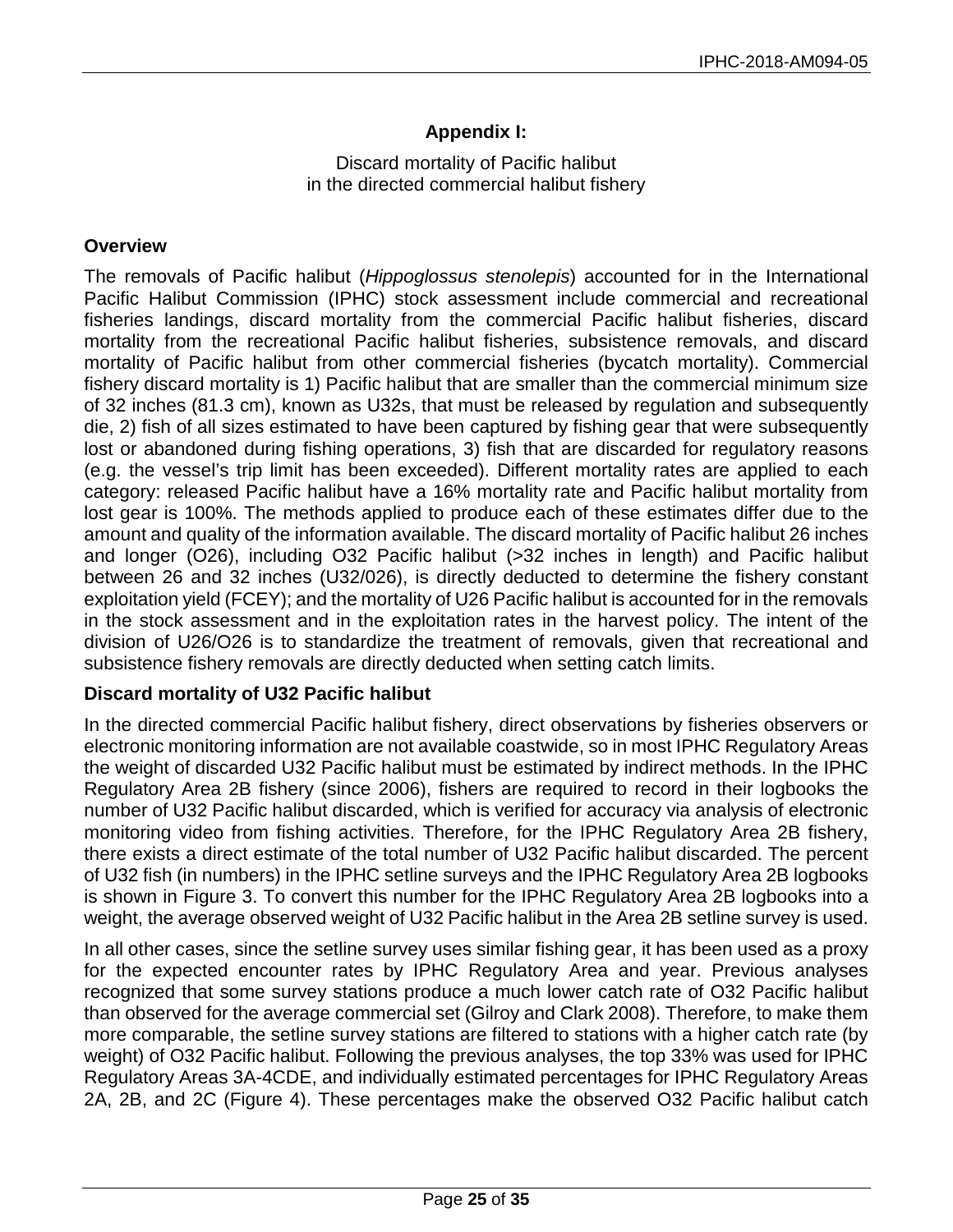## Appendix I:

Discard mortality of Pacific halibut
in the directed commercial halibut fishery

### Overview

The removals of Pacific halibut (*Hippoglossus stenolepis*) accounted for in the International Pacific Halibut Commission (IPHC) stock assessment include commercial and recreational fisheries landings, discard mortality from the commercial Pacific halibut fisheries, discard mortality from the recreational Pacific halibut fisheries, subsistence removals, and discard mortality of Pacific halibut from other commercial fisheries (bycatch mortality). Commercial fishery discard mortality is 1) Pacific halibut that are smaller than the commercial minimum size of 32 inches (81.3 cm), known as U32s, that must be released by regulation and subsequently die, 2) fish of all sizes estimated to have been captured by fishing gear that were subsequently lost or abandoned during fishing operations, 3) fish that are discarded for regulatory reasons (e.g. the vessel's trip limit has been exceeded). Different mortality rates are applied to each category: released Pacific halibut have a 16% mortality rate and Pacific halibut mortality from lost gear is 100%. The methods applied to produce each of these estimates differ due to the amount and quality of the information available. The discard mortality of Pacific halibut 26 inches and longer (O26), including O32 Pacific halibut (>32 inches in length) and Pacific halibut between 26 and 32 inches (U32/026), is directly deducted to determine the fishery constant exploitation yield (FCEY); and the mortality of U26 Pacific halibut is accounted for in the removals in the stock assessment and in the exploitation rates in the harvest policy. The intent of the division of U26/O26 is to standardize the treatment of removals, given that recreational and subsistence fishery removals are directly deducted when setting catch limits.

### Discard mortality of U32 Pacific halibut

In the directed commercial Pacific halibut fishery, direct observations by fisheries observers or electronic monitoring information are not available coastwide, so in most IPHC Regulatory Areas the weight of discarded U32 Pacific halibut must be estimated by indirect methods. In the IPHC Regulatory Area 2B fishery (since 2006), fishers are required to record in their logbooks the number of U32 Pacific halibut discarded, which is verified for accuracy via analysis of electronic monitoring video from fishing activities. Therefore, for the IPHC Regulatory Area 2B fishery, there exists a direct estimate of the total number of U32 Pacific halibut discarded. The percent of U32 fish (in numbers) in the IPHC setline surveys and the IPHC Regulatory Area 2B logbooks is shown in Figure 3. To convert this number for the IPHC Regulatory Area 2B logbooks into a weight, the average observed weight of U32 Pacific halibut in the Area 2B setline survey is used.

In all other cases, since the setline survey uses similar fishing gear, it has been used as a proxy for the expected encounter rates by IPHC Regulatory Area and year. Previous analyses recognized that some survey stations produce a much lower catch rate of O32 Pacific halibut than observed for the average commercial set (Gilroy and Clark 2008). Therefore, to make them more comparable, the setline survey stations are filtered to stations with a higher catch rate (by weight) of O32 Pacific halibut. Following the previous analyses, the top 33% was used for IPHC Regulatory Areas 3A-4CDE, and individually estimated percentages for IPHC Regulatory Areas 2A, 2B, and 2C (Figure 4). These percentages make the observed O32 Pacific halibut catch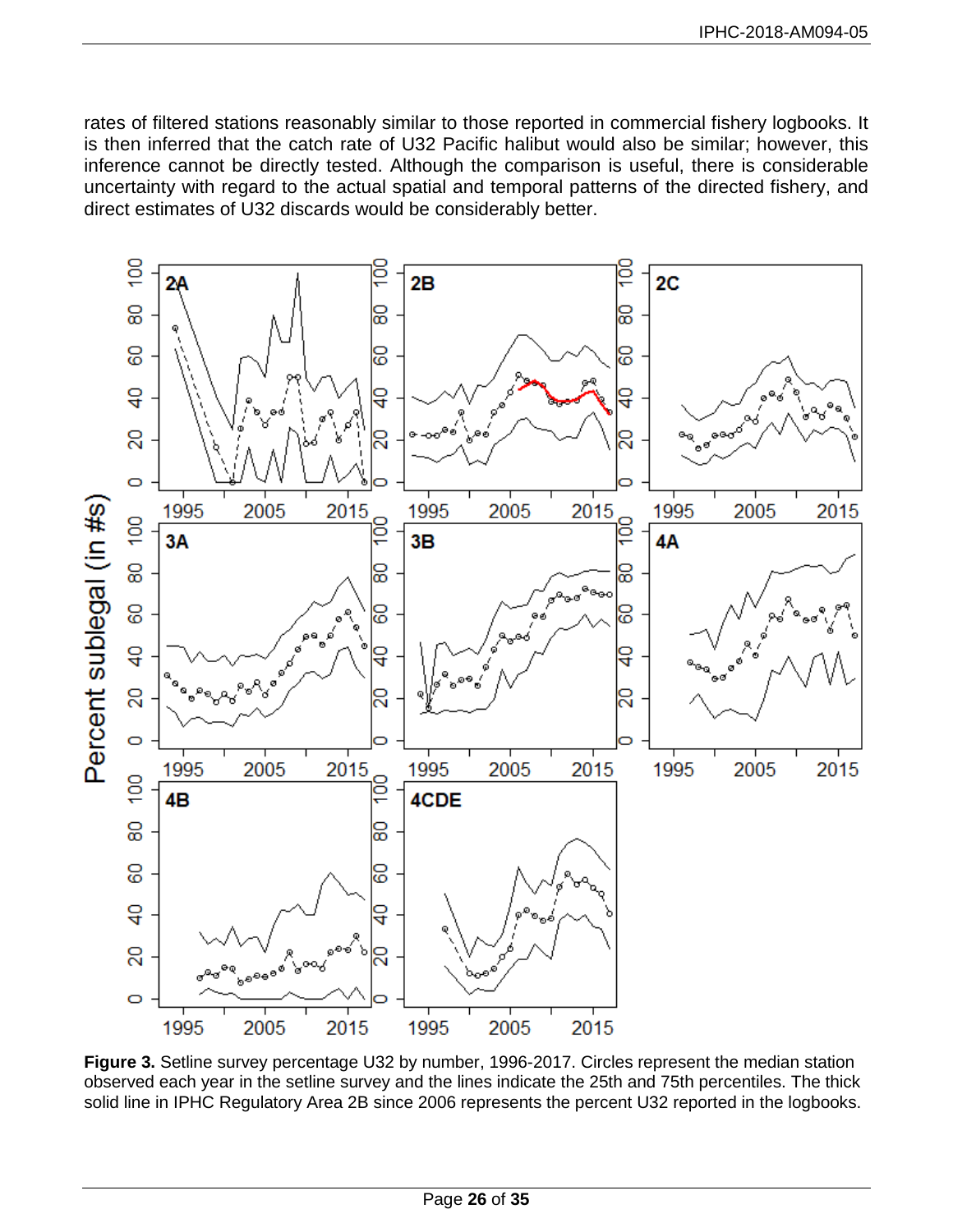rates of filtered stations reasonably similar to those reported in commercial fishery logbooks. It is then inferred that the catch rate of U32 Pacific halibut would also be similar; however, this inference cannot be directly tested. Although the comparison is useful, there is considerable uncertainty with regard to the actual spatial and temporal patterns of the directed fishery, and direct estimates of U32 discards would be considerably better.

**Figure 3.** Setline survey percentage U32 by number, 1996-2017. Circles represent the median station observed each year in the setline survey and the lines indicate the 25th and 75th percentiles. The thick solid line in IPHC Regulatory Area 2B since 2006 represents the percent U32 reported in the logbooks.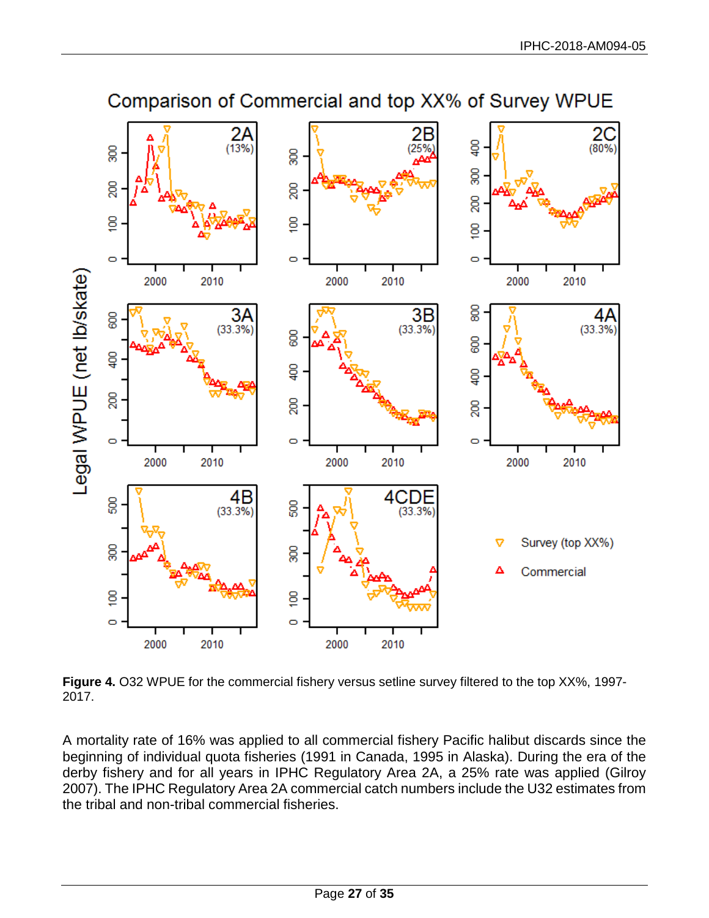**Figure 4.** O32 WPUE for the commercial fishery versus setline survey filtered to the top XX%, 1997-2017.

A mortality rate of 16% was applied to all commercial fishery Pacific halibut discards since the beginning of individual quota fisheries (1991 in Canada, 1995 in Alaska). During the era of the derby fishery and for all years in IPHC Regulatory Area 2A, a 25% rate was applied (Gilroy 2007). The IPHC Regulatory Area 2A commercial catch numbers include the U32 estimates from the tribal and non-tribal commercial fisheries.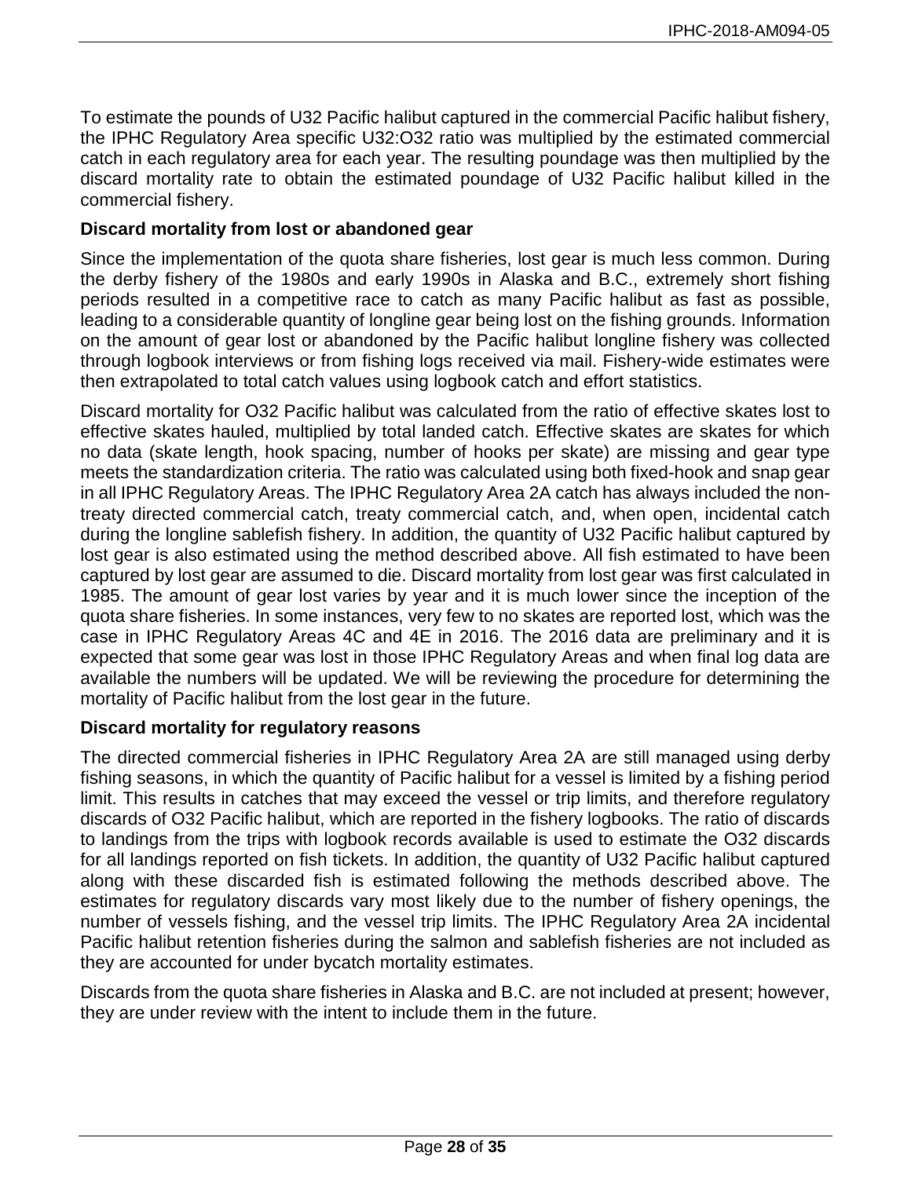To estimate the pounds of U32 Pacific halibut captured in the commercial Pacific halibut fishery, the IPHC Regulatory Area specific U32:O32 ratio was multiplied by the estimated commercial catch in each regulatory area for each year. The resulting poundage was then multiplied by the discard mortality rate to obtain the estimated poundage of U32 Pacific halibut killed in the commercial fishery.

**Discard mortality from lost or abandoned gear**

Since the implementation of the quota share fisheries, lost gear is much less common. During the derby fishery of the 1980s and early 1990s in Alaska and B.C., extremely short fishing periods resulted in a competitive race to catch as many Pacific halibut as fast as possible, leading to a considerable quantity of longline gear being lost on the fishing grounds. Information on the amount of gear lost or abandoned by the Pacific halibut longline fishery was collected through logbook interviews or from fishing logs received via mail. Fishery-wide estimates were then extrapolated to total catch values using logbook catch and effort statistics.

Discard mortality for O32 Pacific halibut was calculated from the ratio of effective skates lost to effective skates hauled, multiplied by total landed catch. Effective skates are skates for which no data (skate length, hook spacing, number of hooks per skate) are missing and gear type meets the standardization criteria. The ratio was calculated using both fixed-hook and snap gear in all IPHC Regulatory Areas. The IPHC Regulatory Area 2A catch has always included the non-treaty directed commercial catch, treaty commercial catch, and, when open, incidental catch during the longline sablefish fishery. In addition, the quantity of U32 Pacific halibut captured by lost gear is also estimated using the method described above. All fish estimated to have been captured by lost gear are assumed to die. Discard mortality from lost gear was first calculated in 1985. The amount of gear lost varies by year and it is much lower since the inception of the quota share fisheries. In some instances, very few to no skates are reported lost, which was the case in IPHC Regulatory Areas 4C and 4E in 2016. The 2016 data are preliminary and it is expected that some gear was lost in those IPHC Regulatory Areas and when final log data are available the numbers will be updated. We will be reviewing the procedure for determining the mortality of Pacific halibut from the lost gear in the future.

**Discard mortality for regulatory reasons**

The directed commercial fisheries in IPHC Regulatory Area 2A are still managed using derby fishing seasons, in which the quantity of Pacific halibut for a vessel is limited by a fishing period limit. This results in catches that may exceed the vessel or trip limits, and therefore regulatory discards of O32 Pacific halibut, which are reported in the fishery logbooks. The ratio of discards to landings from the trips with logbook records available is used to estimate the O32 discards for all landings reported on fish tickets. In addition, the quantity of U32 Pacific halibut captured along with these discarded fish is estimated following the methods described above. The estimates for regulatory discards vary most likely due to the number of fishery openings, the number of vessels fishing, and the vessel trip limits. The IPHC Regulatory Area 2A incidental Pacific halibut retention fisheries during the salmon and sablefish fisheries are not included as they are accounted for under bycatch mortality estimates.

Discards from the quota share fisheries in Alaska and B.C. are not included at present; however, they are under review with the intent to include them in the future.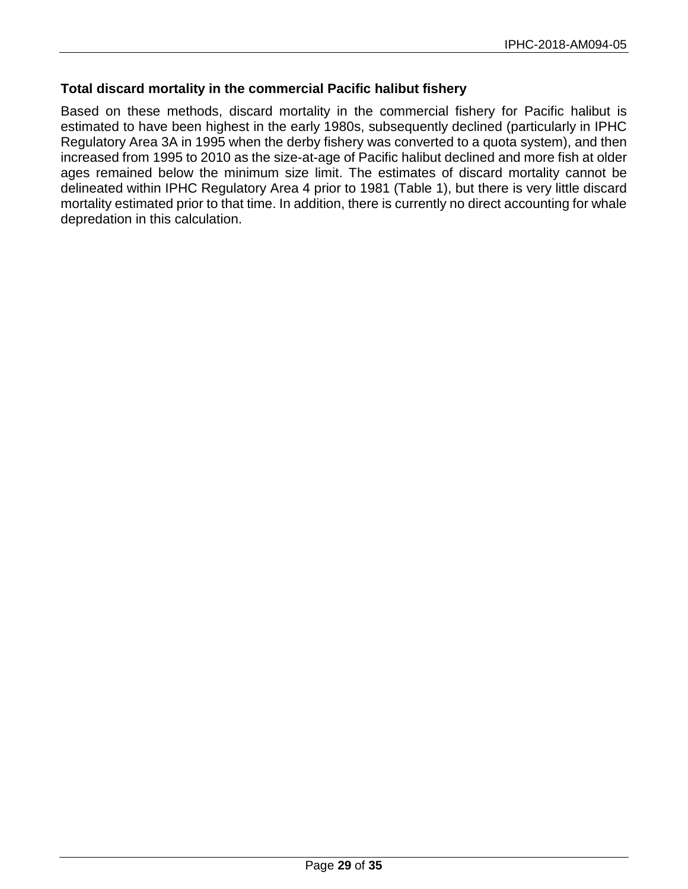### Total discard mortality in the commercial Pacific halibut fishery

Based on these methods, discard mortality in the commercial fishery for Pacific halibut is estimated to have been highest in the early 1980s, subsequently declined (particularly in IPHC Regulatory Area 3A in 1995 when the derby fishery was converted to a quota system), and then increased from 1995 to 2010 as the size-at-age of Pacific halibut declined and more fish at older ages remained below the minimum size limit. The estimates of discard mortality cannot be delineated within IPHC Regulatory Area 4 prior to 1981 (Table 1), but there is very little discard mortality estimated prior to that time. In addition, there is currently no direct accounting for whale depredation in this calculation.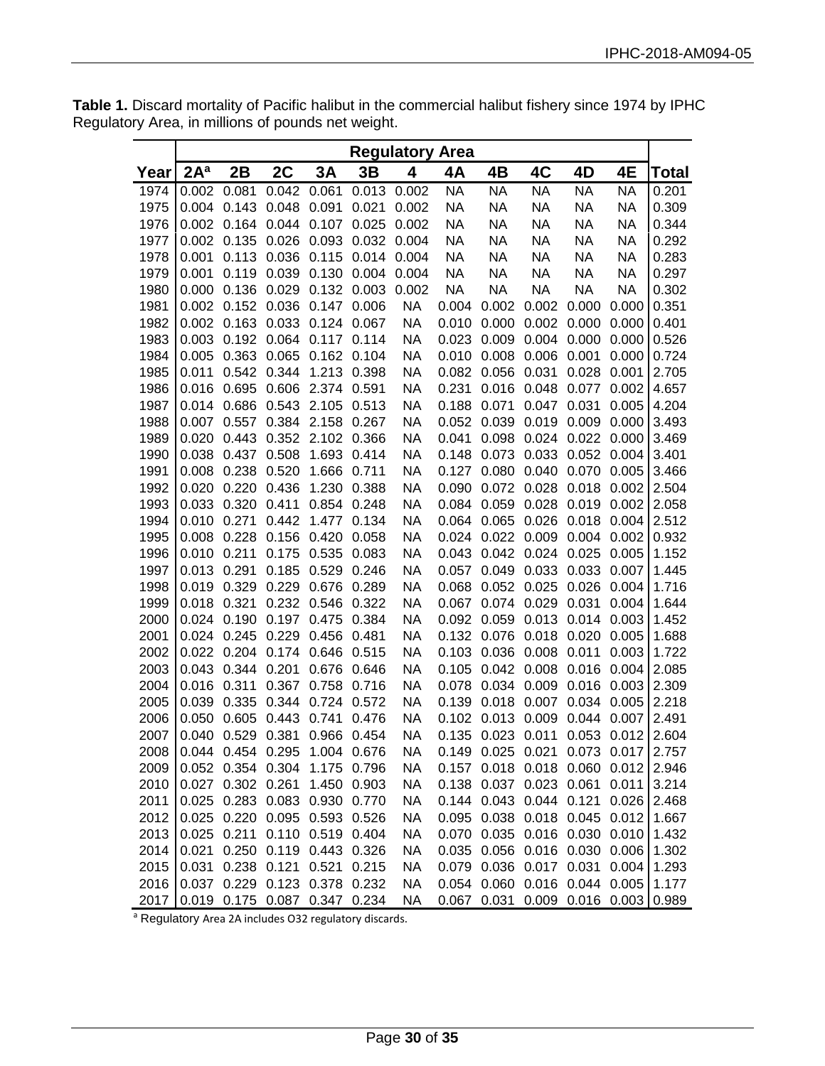**Table 1.** Discard mortality of Pacific halibut in the commercial halibut fishery since 1974 by IPHC Regulatory Area, in millions of pounds net weight.

| | Regulatory Area | | | | | | | | | | | |
|---|---|---|---|---|---|---|---|---|---|---|---|---|
| **Year** | **2A[a]** | **2B** | **2C** | **3A** | **3B** | **4** | **4A** | **4B** | **4C** | **4D** | **4E** | **Total** |
| 1974 | 0.002 | 0.081 | 0.042 | 0.061 | 0.013 | 0.002 | NA | NA | NA | NA | NA | 0.201 |
| 1975 | 0.004 | 0.143 | 0.048 | 0.091 | 0.021 | 0.002 | NA | NA | NA | NA | NA | 0.309 |
| 1976 | 0.002 | 0.164 | 0.044 | 0.107 | 0.025 | 0.002 | NA | NA | NA | NA | NA | 0.344 |
| 1977 | 0.002 | 0.135 | 0.026 | 0.093 | 0.032 | 0.004 | NA | NA | NA | NA | NA | 0.292 |
| 1978 | 0.001 | 0.113 | 0.036 | 0.115 | 0.014 | 0.004 | NA | NA | NA | NA | NA | 0.283 |
| 1979 | 0.001 | 0.119 | 0.039 | 0.130 | 0.004 | 0.004 | NA | NA | NA | NA | NA | 0.297 |
| 1980 | 0.000 | 0.136 | 0.029 | 0.132 | 0.003 | 0.002 | NA | NA | NA | NA | NA | 0.302 |
| 1981 | 0.002 | 0.152 | 0.036 | 0.147 | 0.006 | NA | 0.004 | 0.002 | 0.002 | 0.000 | 0.000 | 0.351 |
| 1982 | 0.002 | 0.163 | 0.033 | 0.124 | 0.067 | NA | 0.010 | 0.000 | 0.002 | 0.000 | 0.000 | 0.401 |
| 1983 | 0.003 | 0.192 | 0.064 | 0.117 | 0.114 | NA | 0.023 | 0.009 | 0.004 | 0.000 | 0.000 | 0.526 |
| 1984 | 0.005 | 0.363 | 0.065 | 0.162 | 0.104 | NA | 0.010 | 0.008 | 0.006 | 0.001 | 0.000 | 0.724 |
| 1985 | 0.011 | 0.542 | 0.344 | 1.213 | 0.398 | NA | 0.082 | 0.056 | 0.031 | 0.028 | 0.001 | 2.705 |
| 1986 | 0.016 | 0.695 | 0.606 | 2.374 | 0.591 | NA | 0.231 | 0.016 | 0.048 | 0.077 | 0.002 | 4.657 |
| 1987 | 0.014 | 0.686 | 0.543 | 2.105 | 0.513 | NA | 0.188 | 0.071 | 0.047 | 0.031 | 0.005 | 4.204 |
| 1988 | 0.007 | 0.557 | 0.384 | 2.158 | 0.267 | NA | 0.052 | 0.039 | 0.019 | 0.009 | 0.000 | 3.493 |
| 1989 | 0.020 | 0.443 | 0.352 | 2.102 | 0.366 | NA | 0.041 | 0.098 | 0.024 | 0.022 | 0.000 | 3.469 |
| 1990 | 0.038 | 0.437 | 0.508 | 1.693 | 0.414 | NA | 0.148 | 0.073 | 0.033 | 0.052 | 0.004 | 3.401 |
| 1991 | 0.008 | 0.238 | 0.520 | 1.666 | 0.711 | NA | 0.127 | 0.080 | 0.040 | 0.070 | 0.005 | 3.466 |
| 1992 | 0.020 | 0.220 | 0.436 | 1.230 | 0.388 | NA | 0.090 | 0.072 | 0.028 | 0.018 | 0.002 | 2.504 |
| 1993 | 0.033 | 0.320 | 0.411 | 0.854 | 0.248 | NA | 0.084 | 0.059 | 0.028 | 0.019 | 0.002 | 2.058 |
| 1994 | 0.010 | 0.271 | 0.442 | 1.477 | 0.134 | NA | 0.064 | 0.065 | 0.026 | 0.018 | 0.004 | 2.512 |
| 1995 | 0.008 | 0.228 | 0.156 | 0.420 | 0.058 | NA | 0.024 | 0.022 | 0.009 | 0.004 | 0.002 | 0.932 |
| 1996 | 0.010 | 0.211 | 0.175 | 0.535 | 0.083 | NA | 0.043 | 0.042 | 0.024 | 0.025 | 0.005 | 1.152 |
| 1997 | 0.013 | 0.291 | 0.185 | 0.529 | 0.246 | NA | 0.057 | 0.049 | 0.033 | 0.033 | 0.007 | 1.445 |
| 1998 | 0.019 | 0.329 | 0.229 | 0.676 | 0.289 | NA | 0.068 | 0.052 | 0.025 | 0.026 | 0.004 | 1.716 |
| 1999 | 0.018 | 0.321 | 0.232 | 0.546 | 0.322 | NA | 0.067 | 0.074 | 0.029 | 0.031 | 0.004 | 1.644 |
| 2000 | 0.024 | 0.190 | 0.197 | 0.475 | 0.384 | NA | 0.092 | 0.059 | 0.013 | 0.014 | 0.003 | 1.452 |
| 2001 | 0.024 | 0.245 | 0.229 | 0.456 | 0.481 | NA | 0.132 | 0.076 | 0.018 | 0.020 | 0.005 | 1.688 |
| 2002 | 0.022 | 0.204 | 0.174 | 0.646 | 0.515 | NA | 0.103 | 0.036 | 0.008 | 0.011 | 0.003 | 1.722 |
| 2003 | 0.043 | 0.344 | 0.201 | 0.676 | 0.646 | NA | 0.105 | 0.042 | 0.008 | 0.016 | 0.004 | 2.085 |
| 2004 | 0.016 | 0.311 | 0.367 | 0.758 | 0.716 | NA | 0.078 | 0.034 | 0.009 | 0.016 | 0.003 | 2.309 |
| 2005 | 0.039 | 0.335 | 0.344 | 0.724 | 0.572 | NA | 0.139 | 0.018 | 0.007 | 0.034 | 0.005 | 2.218 |
| 2006 | 0.050 | 0.605 | 0.443 | 0.741 | 0.476 | NA | 0.102 | 0.013 | 0.009 | 0.044 | 0.007 | 2.491 |
| 2007 | 0.040 | 0.529 | 0.381 | 0.966 | 0.454 | NA | 0.135 | 0.023 | 0.011 | 0.053 | 0.012 | 2.604 |
| 2008 | 0.044 | 0.454 | 0.295 | 1.004 | 0.676 | NA | 0.149 | 0.025 | 0.021 | 0.073 | 0.017 | 2.757 |
| 2009 | 0.052 | 0.354 | 0.304 | 1.175 | 0.796 | NA | 0.157 | 0.018 | 0.018 | 0.060 | 0.012 | 2.946 |
| 2010 | 0.027 | 0.302 | 0.261 | 1.450 | 0.903 | NA | 0.138 | 0.037 | 0.023 | 0.061 | 0.011 | 3.214 |
| 2011 | 0.025 | 0.283 | 0.083 | 0.930 | 0.770 | NA | 0.144 | 0.043 | 0.044 | 0.121 | 0.026 | 2.468 |
| 2012 | 0.025 | 0.220 | 0.095 | 0.593 | 0.526 | NA | 0.095 | 0.038 | 0.018 | 0.045 | 0.012 | 1.667 |
| 2013 | 0.025 | 0.211 | 0.110 | 0.519 | 0.404 | NA | 0.070 | 0.035 | 0.016 | 0.030 | 0.010 | 1.432 |
| 2014 | 0.021 | 0.250 | 0.119 | 0.443 | 0.326 | NA | 0.035 | 0.056 | 0.016 | 0.030 | 0.006 | 1.302 |
| 2015 | 0.031 | 0.238 | 0.121 | 0.521 | 0.215 | NA | 0.079 | 0.036 | 0.017 | 0.031 | 0.004 | 1.293 |
| 2016 | 0.037 | 0.229 | 0.123 | 0.378 | 0.232 | NA | 0.054 | 0.060 | 0.016 | 0.044 | 0.005 | 1.177 |
| 2017 | 0.019 | 0.175 | 0.087 | 0.347 | 0.234 | NA | 0.067 | 0.031 | 0.009 | 0.016 | 0.003 | 0.989 |

[a] Regulatory Area 2A includes O32 regulatory discards.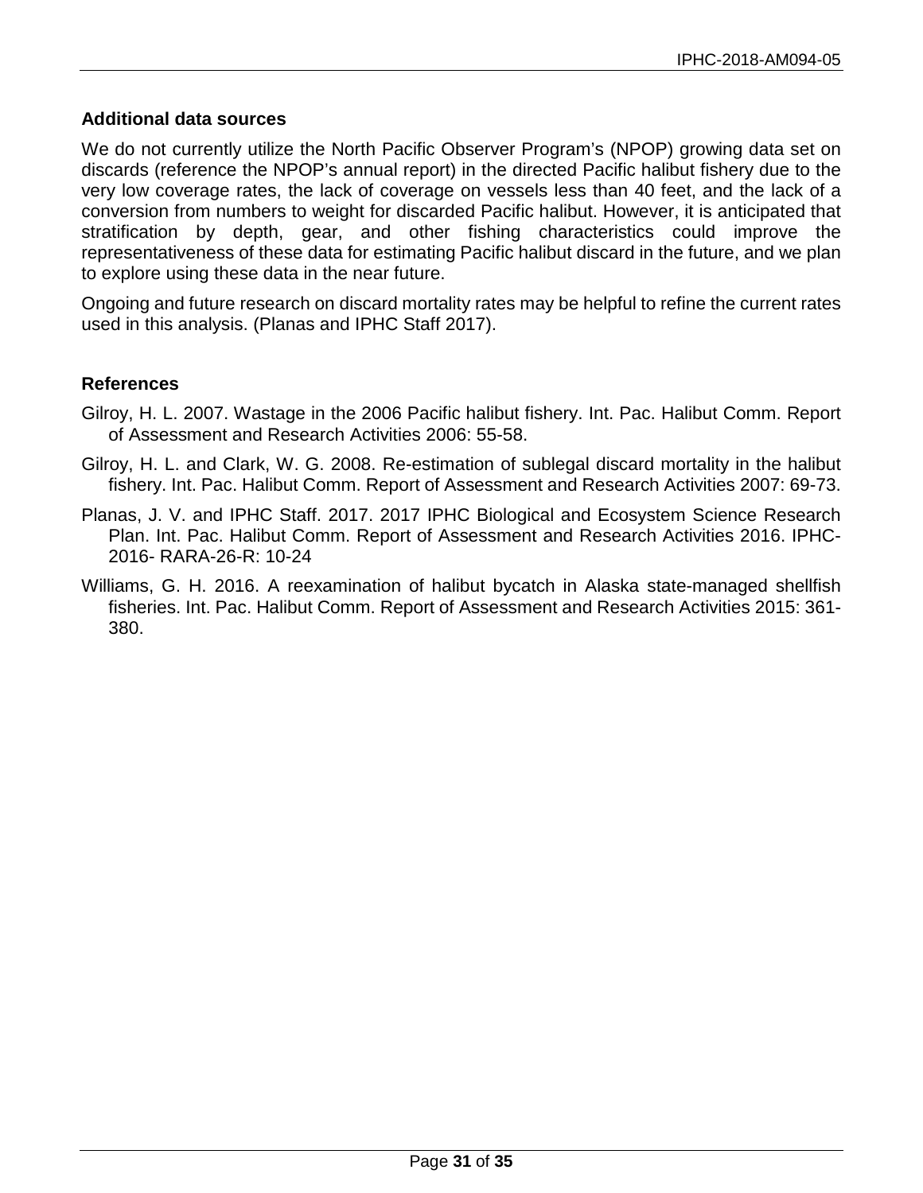### Additional data sources

We do not currently utilize the North Pacific Observer Program's (NPOP) growing data set on discards (reference the NPOP's annual report) in the directed Pacific halibut fishery due to the very low coverage rates, the lack of coverage on vessels less than 40 feet, and the lack of a conversion from numbers to weight for discarded Pacific halibut. However, it is anticipated that stratification by depth, gear, and other fishing characteristics could improve the representativeness of these data for estimating Pacific halibut discard in the future, and we plan to explore using these data in the near future.

Ongoing and future research on discard mortality rates may be helpful to refine the current rates used in this analysis. (Planas and IPHC Staff 2017).

### References

Gilroy, H. L. 2007. Wastage in the 2006 Pacific halibut fishery. Int. Pac. Halibut Comm. Report of Assessment and Research Activities 2006: 55-58.

Gilroy, H. L. and Clark, W. G. 2008. Re-estimation of sublegal discard mortality in the halibut fishery. Int. Pac. Halibut Comm. Report of Assessment and Research Activities 2007: 69-73.

Planas, J. V. and IPHC Staff. 2017. 2017 IPHC Biological and Ecosystem Science Research Plan. Int. Pac. Halibut Comm. Report of Assessment and Research Activities 2016. IPHC-2016- RARA-26-R: 10-24

Williams, G. H. 2016. A reexamination of halibut bycatch in Alaska state-managed shellfish fisheries. Int. Pac. Halibut Comm. Report of Assessment and Research Activities 2015: 361-380.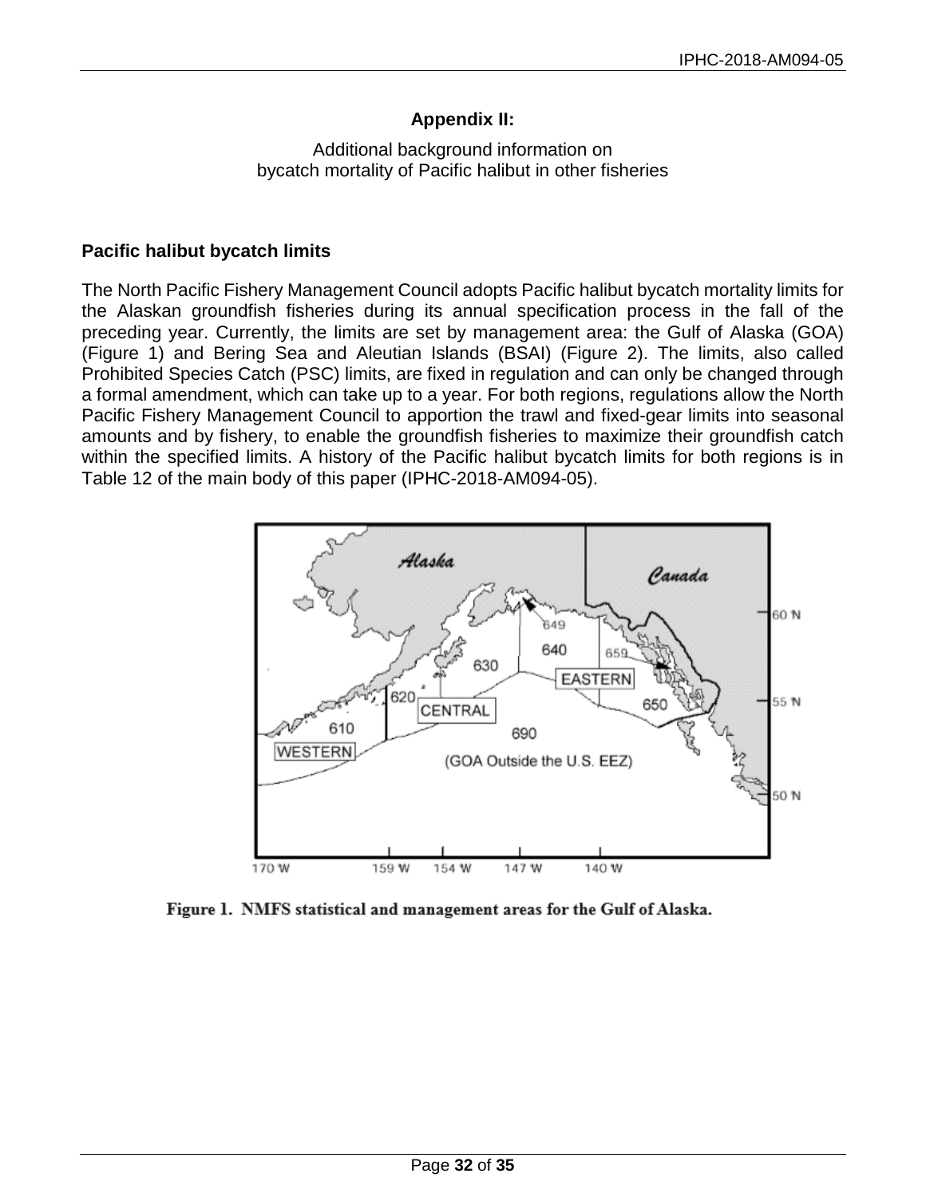## Appendix II:

Additional background information on
bycatch mortality of Pacific halibut in other fisheries

### Pacific halibut bycatch limits

The North Pacific Fishery Management Council adopts Pacific halibut bycatch mortality limits for the Alaskan groundfish fisheries during its annual specification process in the fall of the preceding year. Currently, the limits are set by management area: the Gulf of Alaska (GOA) (Figure 1) and Bering Sea and Aleutian Islands (BSAI) (Figure 2). The limits, also called Prohibited Species Catch (PSC) limits, are fixed in regulation and can only be changed through a formal amendment, which can take up to a year. For both regions, regulations allow the North Pacific Fishery Management Council to apportion the trawl and fixed-gear limits into seasonal amounts and by fishery, to enable the groundfish fisheries to maximize their groundfish catch within the specified limits. A history of the Pacific halibut bycatch limits for both regions is in Table 12 of the main body of this paper (IPHC-2018-AM094-05).

Figure 1. NMFS statistical and management areas for the Gulf of Alaska.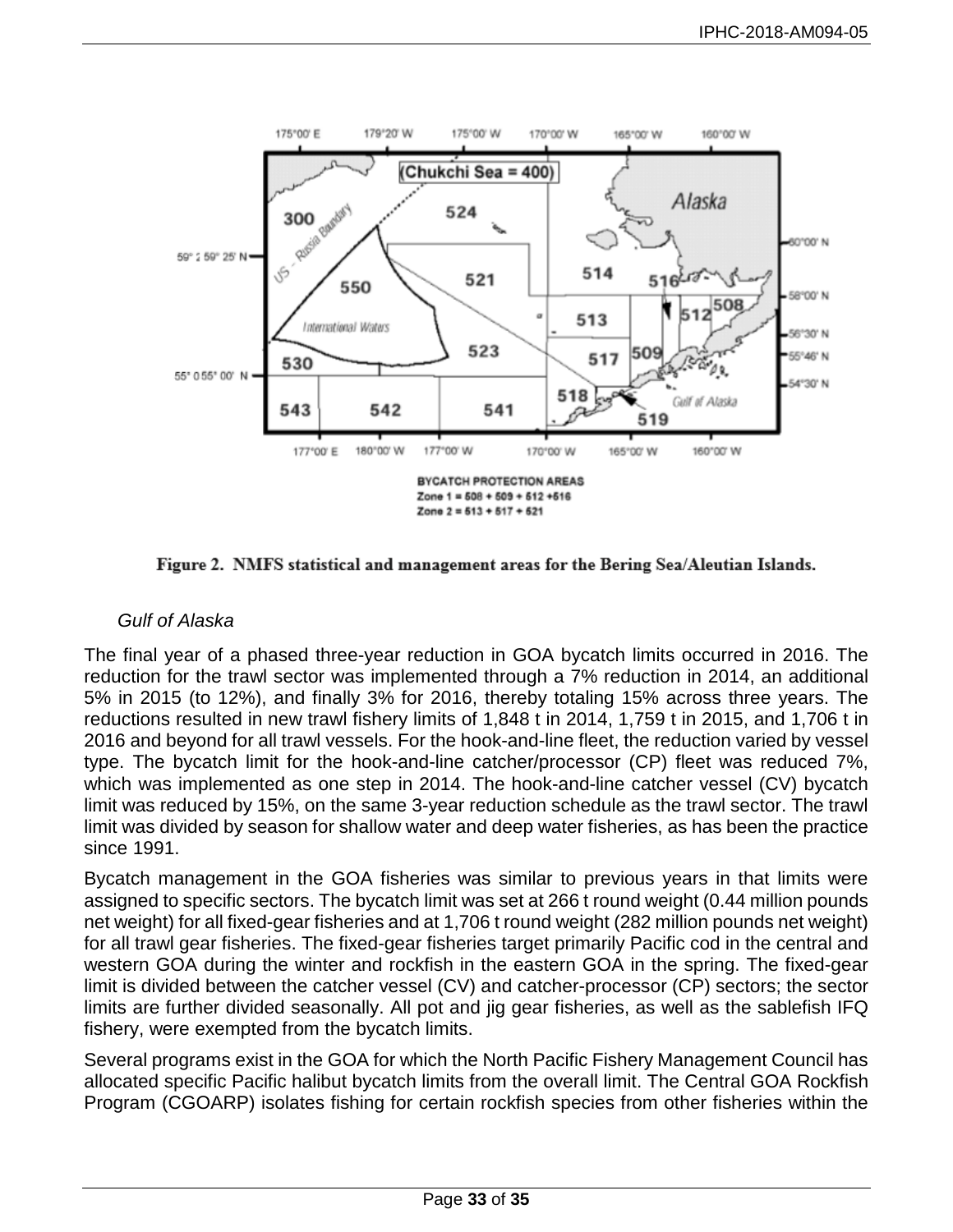Figure 2. NMFS statistical and management areas for the Bering Sea/Aleutian Islands.

### *Gulf of Alaska*

The final year of a phased three-year reduction in GOA bycatch limits occurred in 2016. The reduction for the trawl sector was implemented through a 7% reduction in 2014, an additional 5% in 2015 (to 12%), and finally 3% for 2016, thereby totaling 15% across three years. The reductions resulted in new trawl fishery limits of 1,848 t in 2014, 1,759 t in 2015, and 1,706 t in 2016 and beyond for all trawl vessels. For the hook-and-line fleet, the reduction varied by vessel type. The bycatch limit for the hook-and-line catcher/processor (CP) fleet was reduced 7%, which was implemented as one step in 2014. The hook-and-line catcher vessel (CV) bycatch limit was reduced by 15%, on the same 3-year reduction schedule as the trawl sector. The trawl limit was divided by season for shallow water and deep water fisheries, as has been the practice since 1991.

Bycatch management in the GOA fisheries was similar to previous years in that limits were assigned to specific sectors. The bycatch limit was set at 266 t round weight (0.44 million pounds net weight) for all fixed-gear fisheries and at 1,706 t round weight (282 million pounds net weight) for all trawl gear fisheries. The fixed-gear fisheries target primarily Pacific cod in the central and western GOA during the winter and rockfish in the eastern GOA in the spring. The fixed-gear limit is divided between the catcher vessel (CV) and catcher-processor (CP) sectors; the sector limits are further divided seasonally. All pot and jig gear fisheries, as well as the sablefish IFQ fishery, were exempted from the bycatch limits.

Several programs exist in the GOA for which the North Pacific Fishery Management Council has allocated specific Pacific halibut bycatch limits from the overall limit. The Central GOA Rockfish Program (CGOARP) isolates fishing for certain rockfish species from other fisheries within the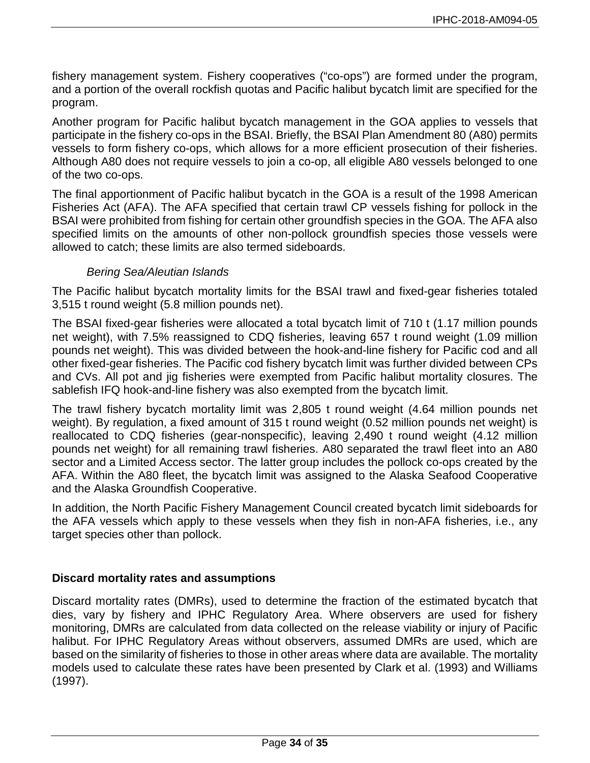fishery management system. Fishery cooperatives ("co-ops") are formed under the program, and a portion of the overall rockfish quotas and Pacific halibut bycatch limit are specified for the program.

Another program for Pacific halibut bycatch management in the GOA applies to vessels that participate in the fishery co-ops in the BSAI. Briefly, the BSAI Plan Amendment 80 (A80) permits vessels to form fishery co-ops, which allows for a more efficient prosecution of their fisheries. Although A80 does not require vessels to join a co-op, all eligible A80 vessels belonged to one of the two co-ops.

The final apportionment of Pacific halibut bycatch in the GOA is a result of the 1998 American Fisheries Act (AFA). The AFA specified that certain trawl CP vessels fishing for pollock in the BSAI were prohibited from fishing for certain other groundfish species in the GOA. The AFA also specified limits on the amounts of other non-pollock groundfish species those vessels were allowed to catch; these limits are also termed sideboards.

*Bering Sea/Aleutian Islands*

The Pacific halibut bycatch mortality limits for the BSAI trawl and fixed-gear fisheries totaled 3,515 t round weight (5.8 million pounds net).

The BSAI fixed-gear fisheries were allocated a total bycatch limit of 710 t (1.17 million pounds net weight), with 7.5% reassigned to CDQ fisheries, leaving 657 t round weight (1.09 million pounds net weight). This was divided between the hook-and-line fishery for Pacific cod and all other fixed-gear fisheries. The Pacific cod fishery bycatch limit was further divided between CPs and CVs. All pot and jig fisheries were exempted from Pacific halibut mortality closures. The sablefish IFQ hook-and-line fishery was also exempted from the bycatch limit.

The trawl fishery bycatch mortality limit was 2,805 t round weight (4.64 million pounds net weight). By regulation, a fixed amount of 315 t round weight (0.52 million pounds net weight) is reallocated to CDQ fisheries (gear-nonspecific), leaving 2,490 t round weight (4.12 million pounds net weight) for all remaining trawl fisheries. A80 separated the trawl fleet into an A80 sector and a Limited Access sector. The latter group includes the pollock co-ops created by the AFA. Within the A80 fleet, the bycatch limit was assigned to the Alaska Seafood Cooperative and the Alaska Groundfish Cooperative.

In addition, the North Pacific Fishery Management Council created bycatch limit sideboards for the AFA vessels which apply to these vessels when they fish in non-AFA fisheries, i.e., any target species other than pollock.

## Discard mortality rates and assumptions

Discard mortality rates (DMRs), used to determine the fraction of the estimated bycatch that dies, vary by fishery and IPHC Regulatory Area. Where observers are used for fishery monitoring, DMRs are calculated from data collected on the release viability or injury of Pacific halibut. For IPHC Regulatory Areas without observers, assumed DMRs are used, which are based on the similarity of fisheries to those in other areas where data are available. The mortality models used to calculate these rates have been presented by Clark et al. (1993) and Williams (1997).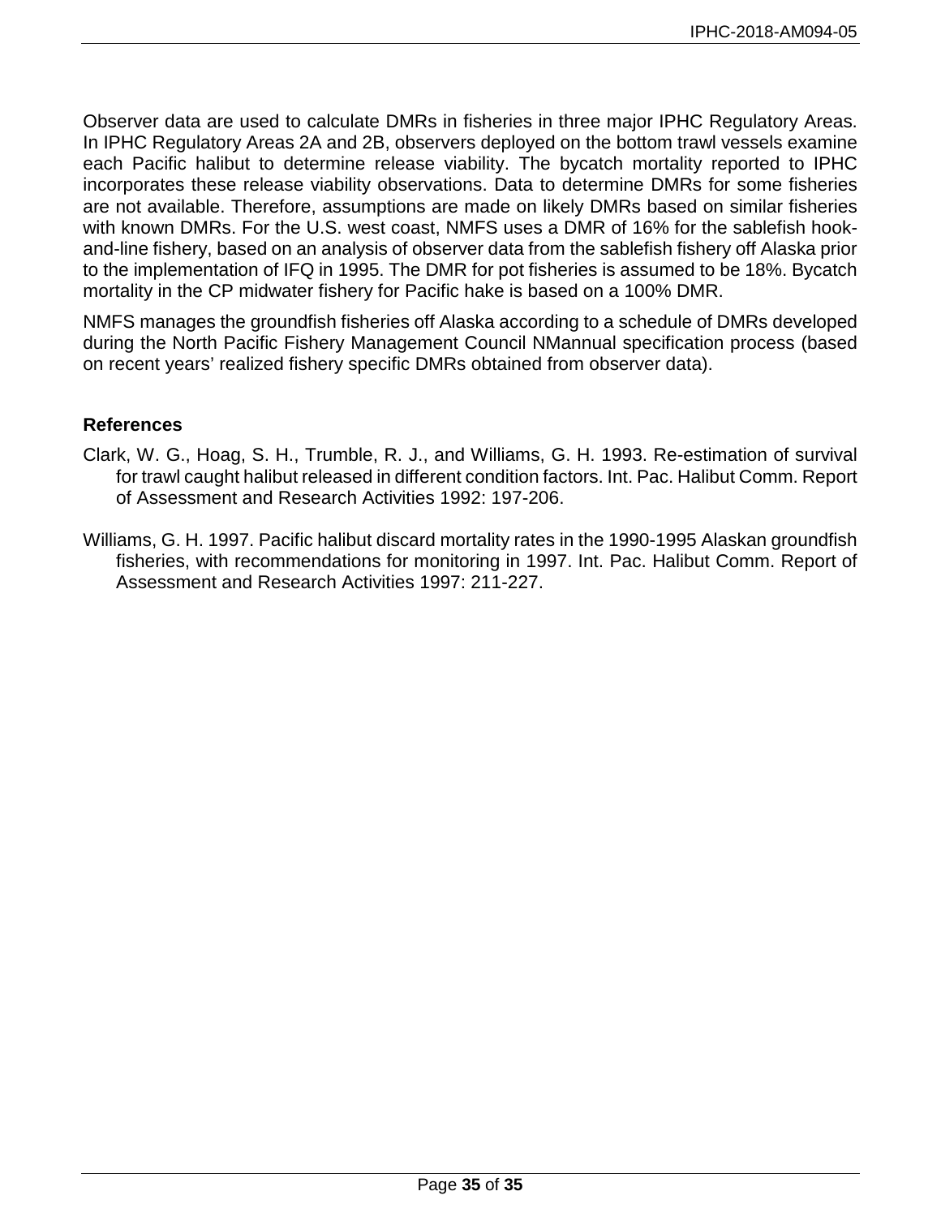Observer data are used to calculate DMRs in fisheries in three major IPHC Regulatory Areas. In IPHC Regulatory Areas 2A and 2B, observers deployed on the bottom trawl vessels examine each Pacific halibut to determine release viability. The bycatch mortality reported to IPHC incorporates these release viability observations. Data to determine DMRs for some fisheries are not available. Therefore, assumptions are made on likely DMRs based on similar fisheries with known DMRs. For the U.S. west coast, NMFS uses a DMR of 16% for the sablefish hook-and-line fishery, based on an analysis of observer data from the sablefish fishery off Alaska prior to the implementation of IFQ in 1995. The DMR for pot fisheries is assumed to be 18%. Bycatch mortality in the CP midwater fishery for Pacific hake is based on a 100% DMR.

NMFS manages the groundfish fisheries off Alaska according to a schedule of DMRs developed during the North Pacific Fishery Management Council NMannual specification process (based on recent years' realized fishery specific DMRs obtained from observer data).

### References

Clark, W. G., Hoag, S. H., Trumble, R. J., and Williams, G. H. 1993. Re-estimation of survival for trawl caught halibut released in different condition factors. Int. Pac. Halibut Comm. Report of Assessment and Research Activities 1992: 197-206.

Williams, G. H. 1997. Pacific halibut discard mortality rates in the 1990-1995 Alaskan groundfish fisheries, with recommendations for monitoring in 1997. Int. Pac. Halibut Comm. Report of Assessment and Research Activities 1997: 211-227.